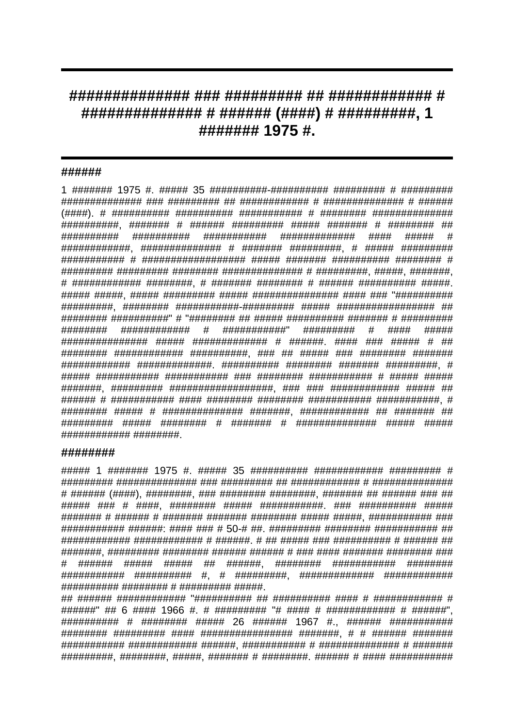# ############## ### ######### ## ############ # ############## # ###### (####) # #########, 1 ####### 1975 #.

## ######

1 ####### 1975 #. ##### 35 ##########-########## ######### # ######### ############## ### ######### ## ############ # ############## # ###### (####). # ########## ########## ############ # ######## ############## ##########, ####### # ###### ######### ##### ####### # ######## ## ########## ########## ########### ############# #### ##### # ############, ############## # ####### #########, # ##### ######### ########### # ################## ##### ####### ########## ######## # ######### ######### ######## ############## # #########, #####, #######, # ############ ########, # ####### ######## # ###### ########## #####. ##### #####, ##### ######### ##### ############### #### ### "########## #########, ######## ###########-######### ##### ################# ## ######## ##########" # "######## ## ##### ########## ####### # ######### ######## ############ # ############" ######### # #### ##### ############### ##### ############# # ######. #### ### ##### # ## ######## ############ ##########, ### ## ##### ### ######## ####### ############ #############. ########## ######## ####### #########, # ##### ########### ########### ### ######## ########### # ##### ##### #######, ######### ##################, ### ### ############ ##### ## ###### # ########### #### ######## ######## ########### ###########, # ######## ##### # ############## #######, ############ ## ####### ## ######### ##### ######## # ####### # ############## ##### ##### ############ ########.

## ########

##### 1 ####### 1975 #. ##### 35 ########## ############ ######### # ######### ############## ### ######### ## ############ # ############## # ###### (####), ########, ### ######## ########, ####### ## ###### ### ## ##### ### # ####, ######## ##### ###########. ### ########## ##### ####### # ###### # ####### ####### ######## ##### #####, ########### ### ########### ######: #### ### # 50-# ##. ######### ######## ########### ## ############ ############ # ######. # ## ##### ### ########## # ###### ## #######, ######### ######## ###### ###### # ### #### ####### ######## ### # ###### ##### ##### ## ######, ######## ########### ######## ########### ########## #, # #########, ############# ############ ########## ######## # ######### #####.

## ###### ############ "########## ## ########## #### # ############ # ######" ## 6 #### 1966 #. # ######### "# #### # ############ # ######", ########## # ######## ##### 26 ###### 1967 #., ###### ########### ######## ######### #### ################ #######, # # ###### ####### ########### ############ ######, ########### # ############## # ####### #########, ########, #####, ####### # ########. ###### # #### ###########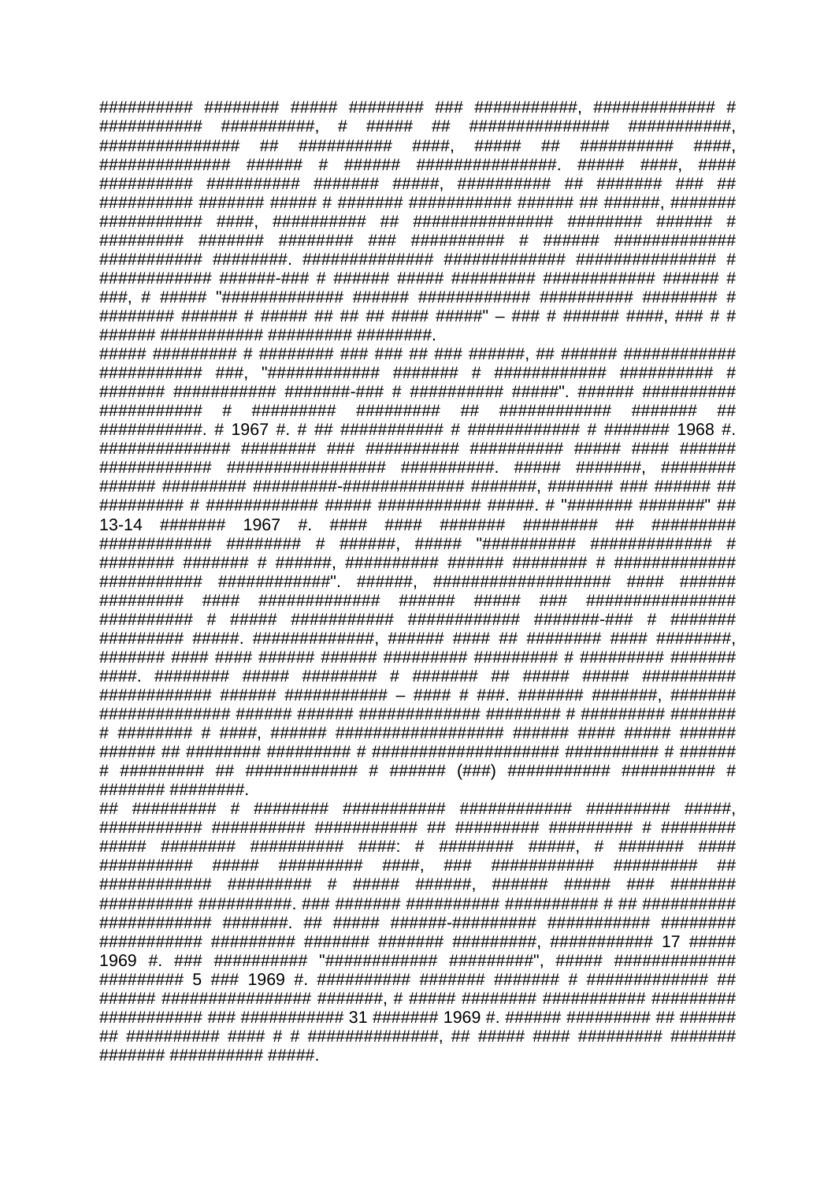########## ######## ##### ######## ### ###########, ############# # ########### ##########, # ##### ## ############### ###########, ############### ## ########## ####, ##### ## ########## ####, ############## ###### # ###### ###############. ##### ####, #### ########## ########## ####### #####, ########## ## ####### ### ## ########## ####### ##### # ####### ########### ###### ## ######, ####### ########### ####, ########## ## ############### ######## ###### # ######### ####### ######## ### ########## # ###### ############# ########### ########. ############### ############## ############### # ############ ######-### # ###### ##### ######### ############ ###### # ###, # ##### "############# ###### ############ ########## ######## # ######## ###### # ##### ## ## ## #### #####" – ### # ###### ####, ### # # ###### ########### ######### ########.

##### ######### # ######## ### ### ## ### ######, ## ###### ############ ########### ###, "############ ####### # ############ ########## # ####### ########### #######-### # ########## #####". ###### ########## ########### # ######### ######### ## ############ ####### ## ###########. # 1967 #. # ## ########### # ############ # ####### 1968 #. ############## ######## ### ########## ########## ##### #### ###### ############ ################# ##########. ##### #######, ######## ###### ######### #########-############# #######, ####### ### ###### ## ######### # ############ ##### ########### #####. # "####### #######" ## 13-14 ####### 1967 #. #### #### ####### ######## ## ######### ############ ######## # ######, ##### "########## ############# # ######## ####### # ######, ########## ###### ######## # ############# ########### ############". ######, ################### #### ###### ######### #### ############# ###### ##### ### ################ ########## # ##### ########### ############ #######-### # ####### ######### #####. #############, ###### #### ## ######## #### ########, ####### #### #### ###### ###### ######### ######### # ######### ####### ####. ######## ##### ######## # ####### ## ##### ##### ########## ############ ###### ########### – #### # ###. ####### #######, ####### ############## ###### ###### ############# ######## # ######### ####### # ######## # ####, ###### ################## ###### #### ##### ###### ###### ## ######## ######### # #################### ########## # ###### # ######### ## ############ # ###### (###) ########### ########## # ####### ########.

## ######### # ######## ########### ############ ######### #####, ########### ########## ########### ## ######### ######### # ######## ##### ######## ########## ####: # ######## #####, # ####### #### ########## ##### ######### ####, ### ########### ######### ## ############ ######### # ##### ######, ###### ##### ### ####### ########## ##########. ### ####### ########## ########## # ## ########## ############ #######. ## ##### ######-######### ########### ######## ########### ######### ####### ####### #########, ########### 17 ##### 1969 #. ### ########## "############ #########", ##### ############# ######### 5 ### 1969 #. ########## ####### ####### # ############# ## ###### ################ #######, # ##### ######## ########### ######### ########### ### ############ 31 ####### 1969 #. ###### ######### ## ###### ## ########## #### # # ##############, ## ##### #### ######### ####### ####### ########## #####.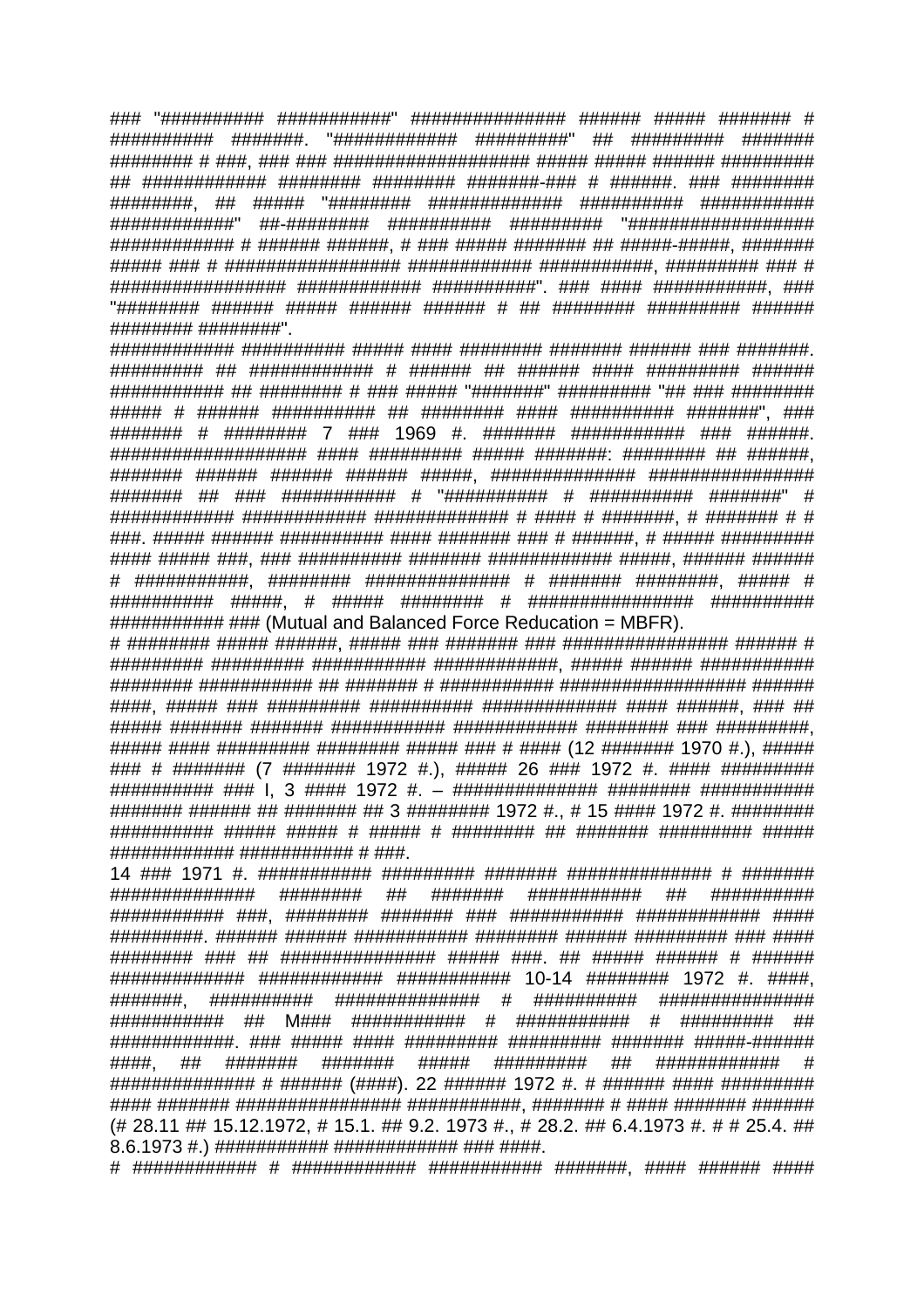### "########## ###########" ############### ###### ##### ####### # ########## #######. "############ #########" ## ######### ####### ######## # ###, ### ### ################### ##### ##### ###### ######### ## ############ ######## ######## #######-### # ######. ### ######## ########, ## ##### "######## ############# ########## ########### ############" ##-######## ########## ######### "################## ############ # ###### ######, # ### ##### ####### ## #####-#####, ####### ##### ### # ################# ############ ###########, ######### ### # ################# ############ ##########". ### #### ###########, ### "######## ###### ##### ###### ###### # ## ######## ######### ###### ######## ########".

############ ########## ##### #### ######## ####### ###### ### #######. ######### ## ############ # ###### ## ###### #### ######### ###### ########### ## ######## # ### ##### "#######" ######### "## ### ######## ##### # ###### ########## ## ######## #### ########## #######", ### ####### # ######## 7 ### 1969 #. ####### ########### ### ######. ################### #### ######### ##### #######: ######## ## ######, ####### ###### ###### ###### #####, ############## ################ ####### ## ### ########### # "########## # ########## #######" # ############ ############ ############# # #### # #######, # ####### # # ###. ##### ###### ########## #### ####### ### # ######, # ##### ######### #### ##### ###, ### ########## ####### ############ #####, ###### ###### # ###########, ######## ############## # ####### ########, ##### # ########## #####, # ##### ######## # ################ ########## ########### ### (Mutual and Balanced Force Reducation = MBFR).

# ######## ##### ######, ##### ### ####### ### ################# ###### # ######### ######### ########### ############, ##### ###### ########### ######## ########### ## ####### # ########### ################### ###### ####, ##### ### ######### ########## ############# #### ######, ### ## ##### ####### ####### ########### ############ ######## ### #########, ##### #### ######### ######## ##### ### # #### (12 ####### 1970 #.), ##### ### # ####### (7 ####### 1972 #.), ##### 26 ### 1972 #. #### ######### ########## ### I, 3 #### 1972 #. – ############## ######## ########### ####### ###### ## ####### ## 3 ######## 1972 #., # 15 #### 1972 #. ######## ########## ##### ##### # ##### # ######## ## ####### ######### ##### ############ ########### # ###.

14 ### 1971 #. ########### ######### ####### ############## # ####### ############## ######## ## ####### ########### ## ######### ########### ###, ######## ####### ### ########### ############ #### #########. ###### ###### ########### ######## ###### ######### ### #### ######## ### ## ############### ##### ###. ## ##### ###### # ###### ############# ############ ########### 10-14 ######## 1972 #. ####, #######, ########## ############## # ########## ############### ########### ## M### ########### # ########### # ######### ## ############. ### ##### #### ######### ######### ####### #####-###### ####, ## ####### ####### ##### ######### ## ############ # ############## # ###### (####). 22 ###### 1972 #. # ###### #### ######### #### ####### ################ ###########, ####### # #### ####### ###### (# 28.11 ## 15.12.1972, # 15.1. ## 9.2. 1973 #., # 28.2. ## 6.4.1973 #. # # 25.4. ## 8.6.1973 #.) ########### ############ ### ####.

# ############ # ############ ########### #######, #### ###### ####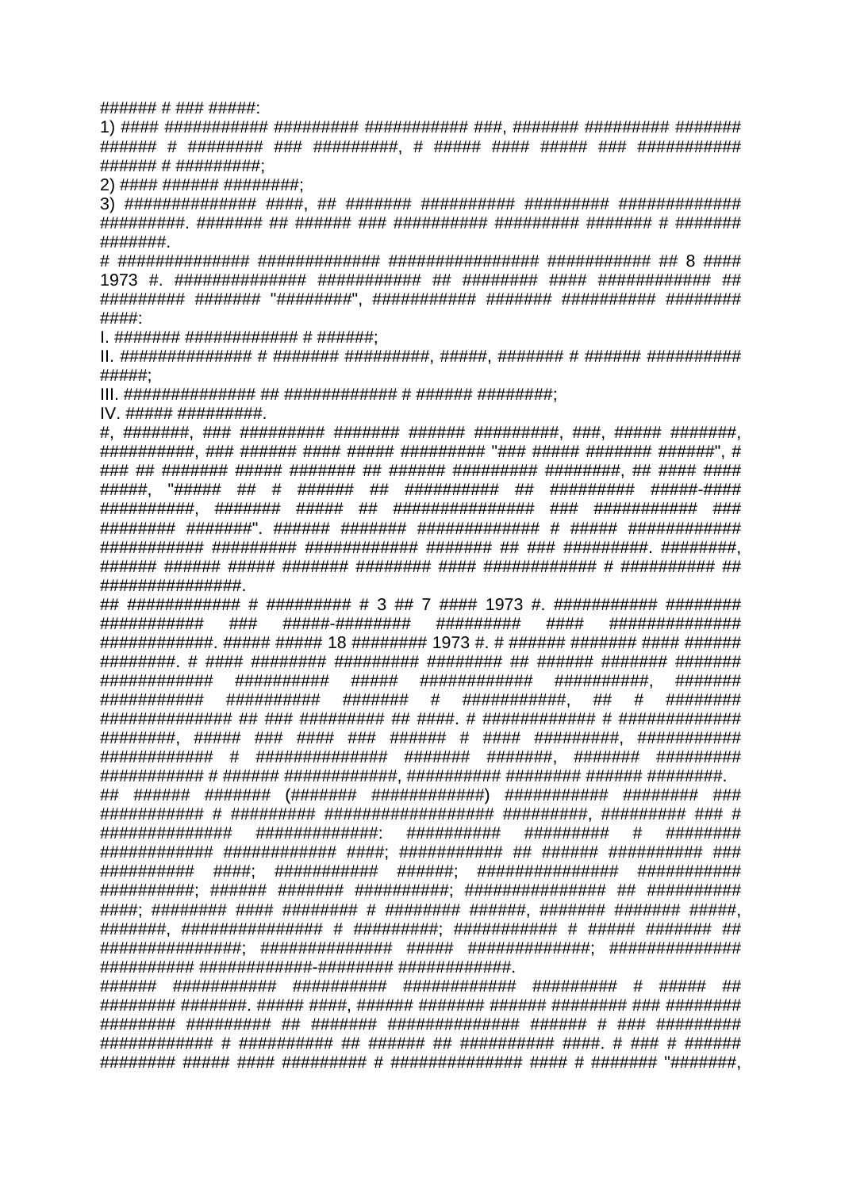###### # ### #####:

1) #### ########### ######### ########### ###, ####### ######### ####### ###### # ######## ### #########, # ##### #### ##### ### ########### ###### # #########;

2) #### ###### ########;

3) ############## ####, ## ####### ########## ######### ############# #########. ####### ## ###### ### ########## ######### ####### # ####### #######.

# ############## ############# ################ ########### ## 8 #### 1973 #. ############## ########### ## ######## #### ############ ## ######### ####### "########", ########### ####### ########## ######## ####:

I. ####### ############ # ######;

II. ############## # ####### #########, #####, ####### # ###### ########## #####;

III. ############## ## ############ # ###### ########;

IV. ##### #########.

#, #######, ### ######### ####### ###### #########, ###, ##### #######, ##########, ### ###### #### ##### ######### "### ##### ####### ######", # ### ## ####### ##### ####### ## ###### ######### ########, ## #### #### #####, "##### ## # ###### ## ########## ## ######### #####-#### ##########, ####### ##### ## ############### ### ########### ### ######## #######". ###### ####### ############# # ##### ############ ########### ######### ############ ####### ## ### #########. ########, ###### ###### ##### ####### ######## #### ############ # ########## ## ###############.

## ############ # ######### # 3 ## 7 #### 1973 #. ########### ######## ########### ### #####-######## ######### #### ############## ############. ##### ##### 18 ######## 1973 #. # ###### ####### #### ###### ########. # #### ######## ######### ######## ## ###### ####### ####### ############ ########## ##### ############ ##########, ####### ########### ########## ####### # ###########, ## # ######## ############## ## ### ######### ## ####. # ############ # ############# ########, ##### ### #### ### ###### # #### #########, ########### ############ # ############## ####### #######, ####### ######### ########### # ###### ############, ########## ######## ###### ########.

## ###### ####### (####### ############) ########### ######## ### ########### # ######### ################### #########, ######### ### # ############### ##############: ########## ######### # ######## ############ ############ ####; ########### ## ###### ########## ### ########## ####; ########### ######; ############### ########### ##########; ###### ####### ##########; ############### ## ########## ####; ######## #### ######## # ######## ######, ####### ####### #####, #######, ############### # #########; ########### # ##### ####### ## ###############; ############## ##### ##############; ############## ########## ############-######## #############.

###### ########### ########## ############ ######### # ##### ## ######## #######. ##### ####, ###### ####### ###### ######## ### ######## ######## ######### ## ####### ############## ###### # ### ######### ############ # ########## ## ###### ## ########## ####. # ### # ###### ######## ##### #### ######### # ############## #### # ####### "#######,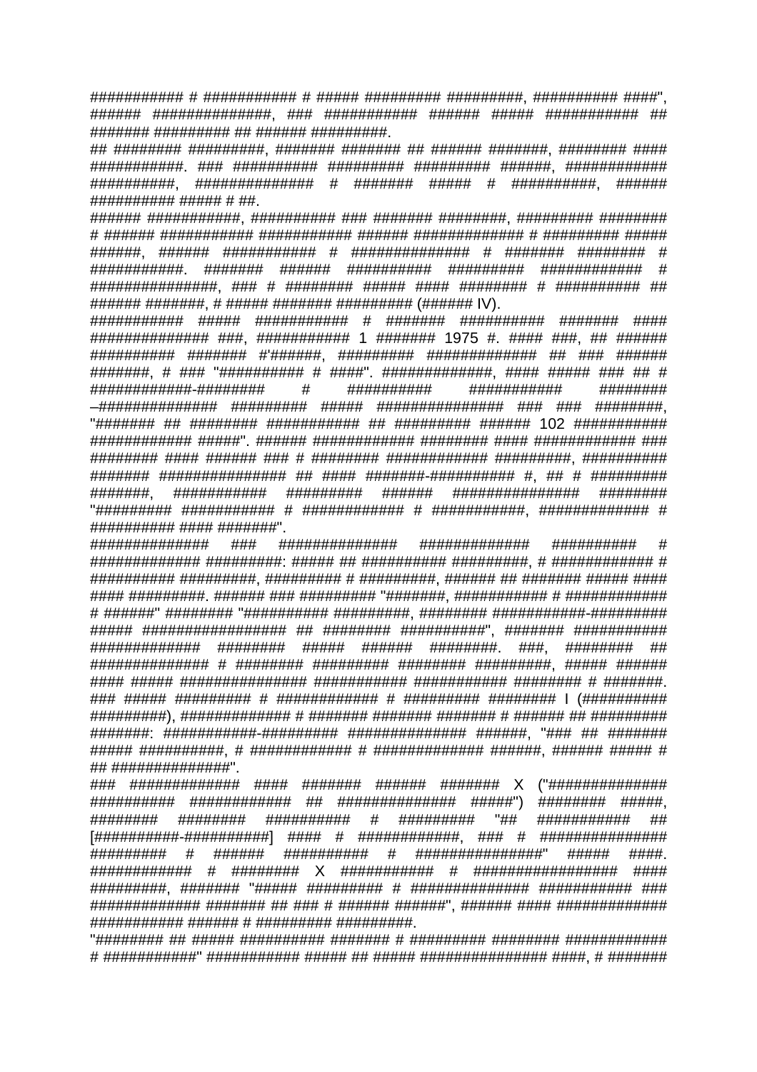########### # ########### # ##### ######### #########, ########## ####", ###### ##############, ### ########### ###### ##### ########### ## ####### ######### ## ###### #########.

## ######## #########, ####### ####### ## ###### #######, ######## #### ###########. ### ########## ######### ######### ######, ############ ##########, ############## # ####### ##### # ##########, ###### ########## ##### # ##.

###### ###########, ########## ### ####### ########, ######### ######## # ###### ########### ########### ###### ############# # ######### ##### ######, ###### ########### # ############## # ####### ######## # ###########. ####### ###### ########## ######### ############ # ###############, ### # ######## ##### #### ######## # ########## ## ###### #######, # ##### ####### ######### (###### IV).

########### ##### ########### # ####### ########## ####### #### ############## ###, ########### 1 ####### 1975 #. #### ###, ## ###### ########## ####### #'######, ######### ############# ## ### ###### #######, # ### "########## # ####". #############, #### ##### ### ## # ############-######## # ########## ########### ######## –############## ######### ##### ############### ### ### ########, "####### ## ######## ########### ## ######### ###### 102 ########### ############ #####". ###### ############ ######## #### ############ ### ######## #### ###### ### # ######## ############ #########, ########## ####### ############### ## #### #######-########## #, ## # ######### #######, ########### ######### ###### ############### ######## "######### ########### # ############ # ###########, ############# # ########## #### #######".

############## ### ############## ############# ########## # ############# #########: ##### ## ########## #########, # ############ # ########## #########, ######### # #########, ###### ## ####### ##### #### #### #########. ###### ### ######### "#######, ########### # ############ # ######" ######## "########## #########, ######## ###########-######### ##### ################# ## ######## ##########", ####### ########### ############# ######## ##### ###### ########. ###, ######## ## ############## # ######## ######### ######## #########, ##### ###### #### ##### ############### ########### ########### ######## # #######. ### ##### ######### # ############ # ######### ######## I (########## #########), ############# # ####### ####### ####### # ###### ## ######### #######: ###########-######### ############## ######, "### ## ####### ##### ##########, # ############ # ############# ######, ###### ##### # ## ##############".

### ############# #### ####### ###### ####### X ("############## ########## ############ ## ############## #####") ######## #####, ######## ######## ########## # ######### "## ########### ## [##########-##########] #### # ############, ### # ############### ######### # ###### ########## # ###############" ##### ####. ############ # ######## X ########### # ################ #### #########, ####### "##### ######### # ############## ########### ### ############# ####### ## ### # ###### ######", ###### #### ############# ########### ###### # ######### #########.

"######## ## ##### ########## ####### # ######### ######## ############ # ###########" ########### ##### ## ##### ############### ####, # #######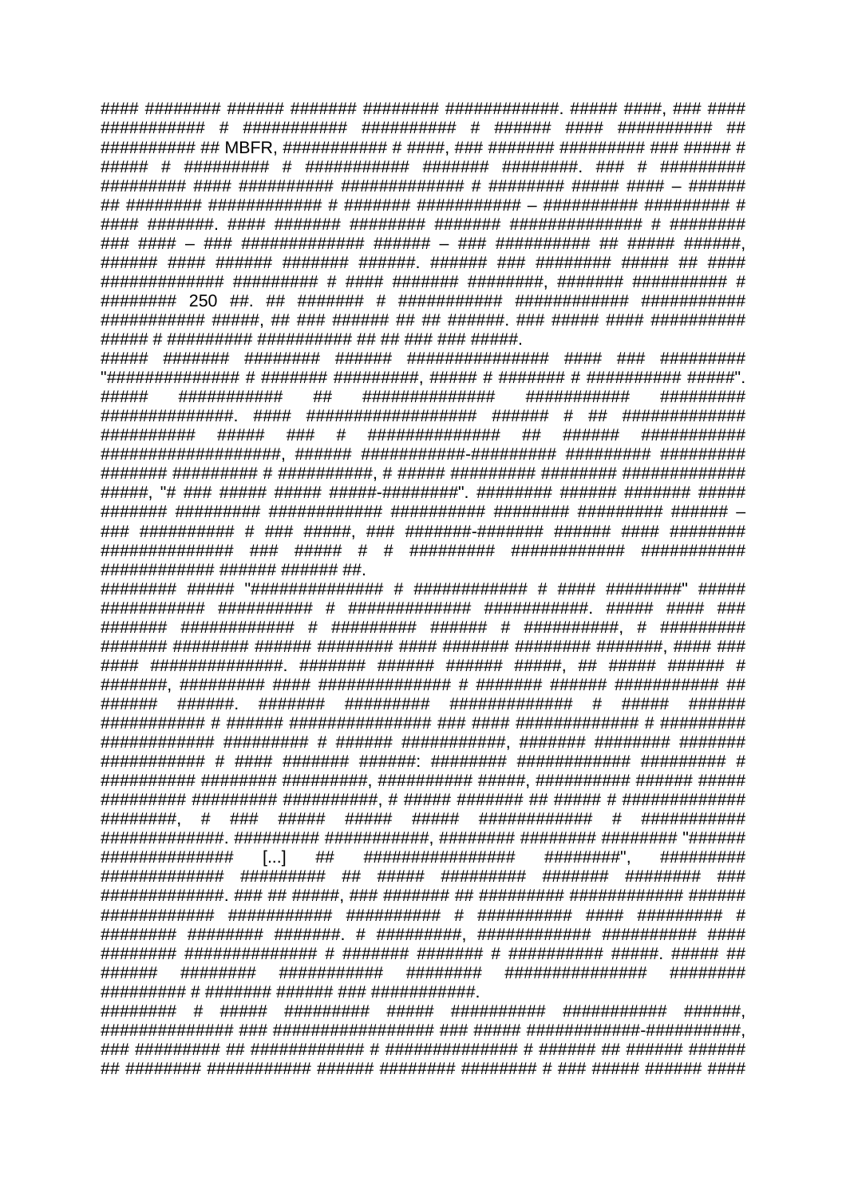#### ######## ###### ####### ######## ############. ##### ####, ### #### ########### # ########### ########## # ###### #### ########## ## ########## ## MBFR, ########### # ####, ### ####### ######### ### ##### # ##### # ######### # ########### ####### ########. ### # ######### ######### #### ########## ############# # ######## ##### #### – ###### ## ######## ############ # ####### ########### – ########## ######### # #### #######. #### ####### ######## ####### ############## # ######## ### #### – ### ############# ###### – ### ########## ## ##### ######, ###### #### ###### ####### ######. ###### ### ######## ##### ## #### ############# ######### # #### ####### ########, ####### ########## # ######## 250 ##. ## ####### # ########### ############ ########### ########### #####, ## ### ###### ## ## ######. ### ##### #### ########## ##### # ######### ########## ## ## ### ### #####.

##### ####### ######## ###### ############### #### ### ######### "############# # ####### #########, ##### # ####### # ########## #####". ##### ########### ## ############## ########### ######### ##############. #### ################## ###### # ## ############# ########## ##### ### # ############## ## ###### ########### ####################, ###### ###########-########## ######### ######### ####### ######### # ##########, # ##### ######### ######## ############## #####, "# ### ##### ##### #####-########". ######## ###### ####### ##### ####### ######### ############ ########## ######## ######### ###### – ### ########## # ### #####, ### #######-####### ###### #### ######## ############## ### ##### # # ######### ############ ########### ############ ###### ###### ##.

######## ##### "############## # ############ # #### ########" ##### ########### ########## # ############# ###########. ##### #### ### ####### ############ # ######### ###### # ##########, # ######### ####### ######## ###### ######## #### ####### ######## #######, #### ### #### ##############. ####### ###### ###### #####, ## ##### ###### # #######, ######### #### ############## # ####### ###### ########### ## ###### ######. ####### ######### ############# # ##### ###### ########### # ###### ############### ### #### ############# # ######### ############ ######### # ###### ###########, ####### ######## ####### ########### # #### ####### ######: ######## ############ ######### # ########## ######## #########, ########## #####, ########## ###### ##### ######### ######### ##########, # ##### ####### ## ##### # ############## ########, # ### ##### ##### ##### ############ # ########### ##############. ######### ###########, ######## ######## ######## "###### ############## [...] ## ################ ########", ######### ############# ######### ## ##### ######### ####### ######## ### ##############. ### ## #####, ### ####### ## ######### ############ ###### ############ ########### ########## # ########## #### ######### # ######## ######## #######. # #########, ############ ########## #### ######## ############## # ####### ####### # ########## #####. ##### ## ###### ######## ########### ######## ############### ######## ######### # ####### ###### ### ############.

######## # ##### ######### ##### ########## ########### ######, ############## ### ################# ### ##### ############-##########, ### ######### ## ############ # ############## # ###### ## ###### ###### ## ######## ########### ###### ######## ######## # ### ##### ###### ####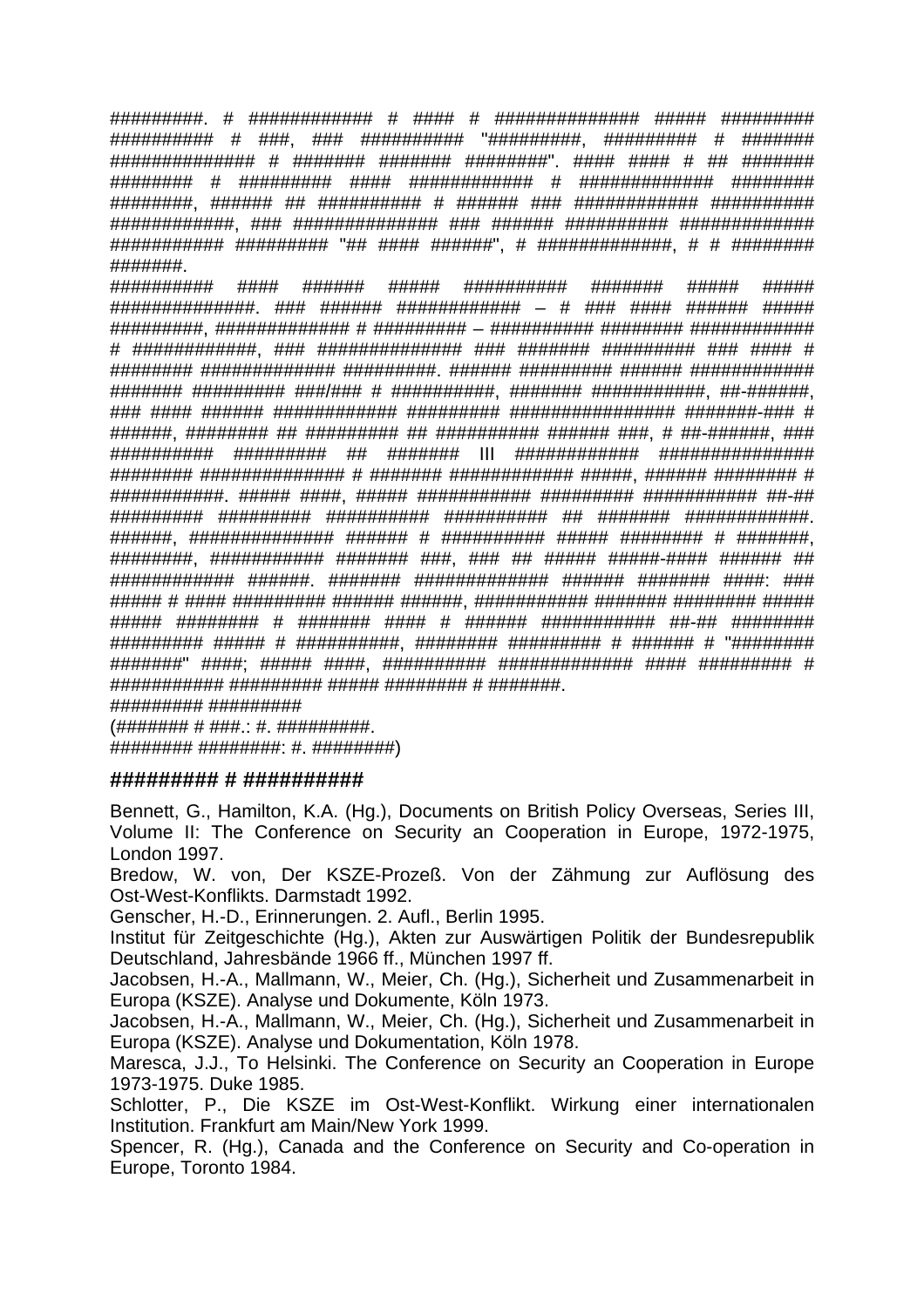#########. # ############ # #### # ############## ##### ######### ########## # ###, ### ########## "#########, ######### # ####### ############## # ####### ####### ########". #### #### # ## ####### ######## # ######### #### ############ # ############# ######## ########, ###### ## ########## # ###### ### ############ ########## ############, ### ############## ### ###### ########## ############# ########### ######### "## #### ######", # #############, # # ######## #######.

########## #### ###### ##### ########## ####### ##### ##### ##############. ### ###### ############ – # ### #### ###### ##### #########, ############# # ######### – ########## ######## ############ # ############, ### ############## ### ####### ######### ### #### # ######## ############# #########. ###### ######### ###### ############ ####### ######### ###/### # ##########, ####### ###########, ##-######, ### #### ###### ############ ######### ################ #######-### # ######, ######## ## ######### ## ########## ###### ###, # ##-######, ### ########## ######### ## ####### III ############ ############### ######## ############## # ####### ############ #####, ###### ######## # ###########. ##### ####, ##### ########### ######### ########### ##-## ######### ######### ########## ########## ## ####### ############. ######, ############## ###### # ########## ##### ######## # #######, ########, ########### ####### ###, ### ## ##### #####-#### ###### ## ############ ######. ####### ############# ###### ####### ####: ### ##### # #### ######### ###### ######, ########### ####### ######## ##### ##### ######## # ####### #### # ###### ########### ##-## ######## ######### ##### # ##########, ######## ######### # ###### # "######## #######" ####; ##### ####, ########## ############# #### ######### # ########### ######### ##### ######## # #######.

######### #########
(####### # ###.: #. #########.
######## ########: #. ########)

**######### # ##########**

Bennett, G., Hamilton, K.A. (Hg.), Documents on British Policy Overseas, Series III, Volume II: The Conference on Security an Cooperation in Europe, 1972-1975, London 1997.

Bredow, W. von, Der KSZE-Prozeß. Von der Zähmung zur Auflösung des Ost-West-Konflikts. Darmstadt 1992.

Genscher, H.-D., Erinnerungen. 2. Aufl., Berlin 1995.

Institut für Zeitgeschichte (Hg.), Akten zur Auswärtigen Politik der Bundesrepublik Deutschland, Jahresbände 1966 ff., München 1997 ff.

Jacobsen, H.-A., Mallmann, W., Meier, Ch. (Hg.), Sicherheit und Zusammenarbeit in Europa (KSZE). Analyse und Dokumente, Köln 1973.

Jacobsen, H.-A., Mallmann, W., Meier, Ch. (Hg.), Sicherheit und Zusammenarbeit in Europa (KSZE). Analyse und Dokumentation, Köln 1978.

Maresca, J.J., To Helsinki. The Conference on Security an Cooperation in Europe 1973-1975. Duke 1985.

Schlotter, P., Die KSZE im Ost-West-Konflikt. Wirkung einer internationalen Institution. Frankfurt am Main/New York 1999.

Spencer, R. (Hg.), Canada and the Conference on Security and Co-operation in Europe, Toronto 1984.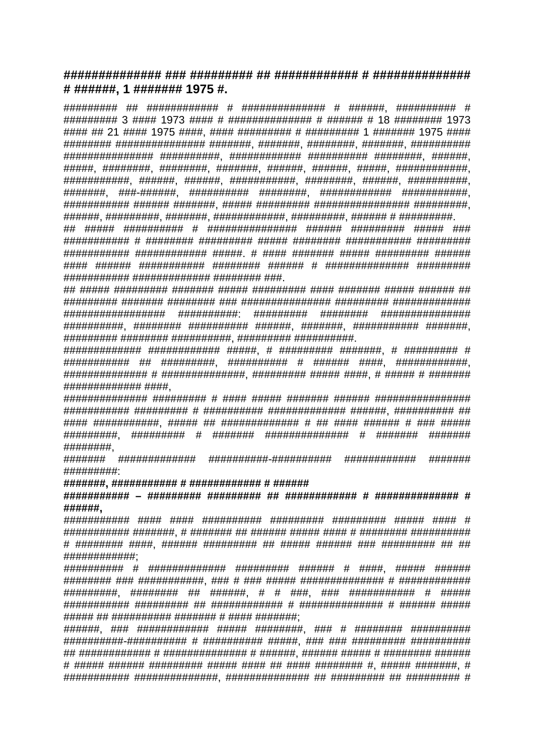**############## ### ######### ## ############ # ##############**
**# ######, 1 ####### 1975 #.**

######### ## ############ # ############## # ######, ########## # ######### 3 #### 1973 #### # ############## # ###### # 18 ######## 1973 #### ## 21 #### 1975 ####, #### ######### # ######### 1 ####### 1975 #### ######## ############### #######, #######, ########, #######, ########## ############### ##########, ############ ########## ########, ######, #####, ########, ########, #######, ######, ######, #####, ############, ###########, ######, ######, ###########, ########, ######, ##########, #######, ###-######, ########## ########, ############ ###########, ########### ###### #######, ##### ######### ################ #########, ######, #########, #######, ############, #########, ###### # #########.

## ##### ########## # ############### ###### ######### ##### ### ########### # ######## ######### ##### ######## ########### ######### ########### ############ #####. # #### ####### ##### ######### ###### #### ###### ########### ######## ###### # ############## ######### ########### ############# ######## ###.

## ##### ######### ####### ##### ######### #### ####### ##### ###### ## ######### ####### ######## ### ############### ######### ############# ################## ##########: ######### ######## ############### ##########, ######## ########## ######, #######, ########### #######, ######### ######## ##########, ######### ##########.

############# ############ #####, # ######### #######, # ######### # ########### ## #########, ########## # ###### ####, ############, ############## # ##############, ######### ##### ####, # ##### # ####### ############# ####,

############## ######### # #### ##### ####### ###### ################ ########### ######### # ########## ############# ######, ########## ## #### ###########, ##### ## ############# # ## #### ###### # ### ##### #########, ######### # ####### ############## # ####### ####### ########,

####### ############# ##########-########## ############ ####### #########:

**#######, ########### # ############ # ######**

**########### – ######### ######### ## ############ # ############## # ######,**

########### #### #### ########## ######### ######### ##### #### # ########### #######, # ####### ## ###### ##### #### # ######## ########## # ######## ####, ###### ######### ## ##### ###### ### ######### ## ## ############;

########## # ############# ######### ###### # ####, ##### ###### ######## ### ###########, ### # ### ##### ############## # ############ #########, ######## ## ######, # # ###, ### ########### # ##### ########### ######### ## ############ # ############### # ###### ##### ##### ## ########## ####### # #### #######;

######, ### ############ ##### ########, ### # ######## ########## ##########-########## # ########## #####, ### ### ######### ########## ## ############ # ############## # ######, ###### ##### # ######## ###### # ##### ###### ######### ##### #### ## #### ######## #, ##### #######, # ########### ##############, ############## ## ######### ## ######### #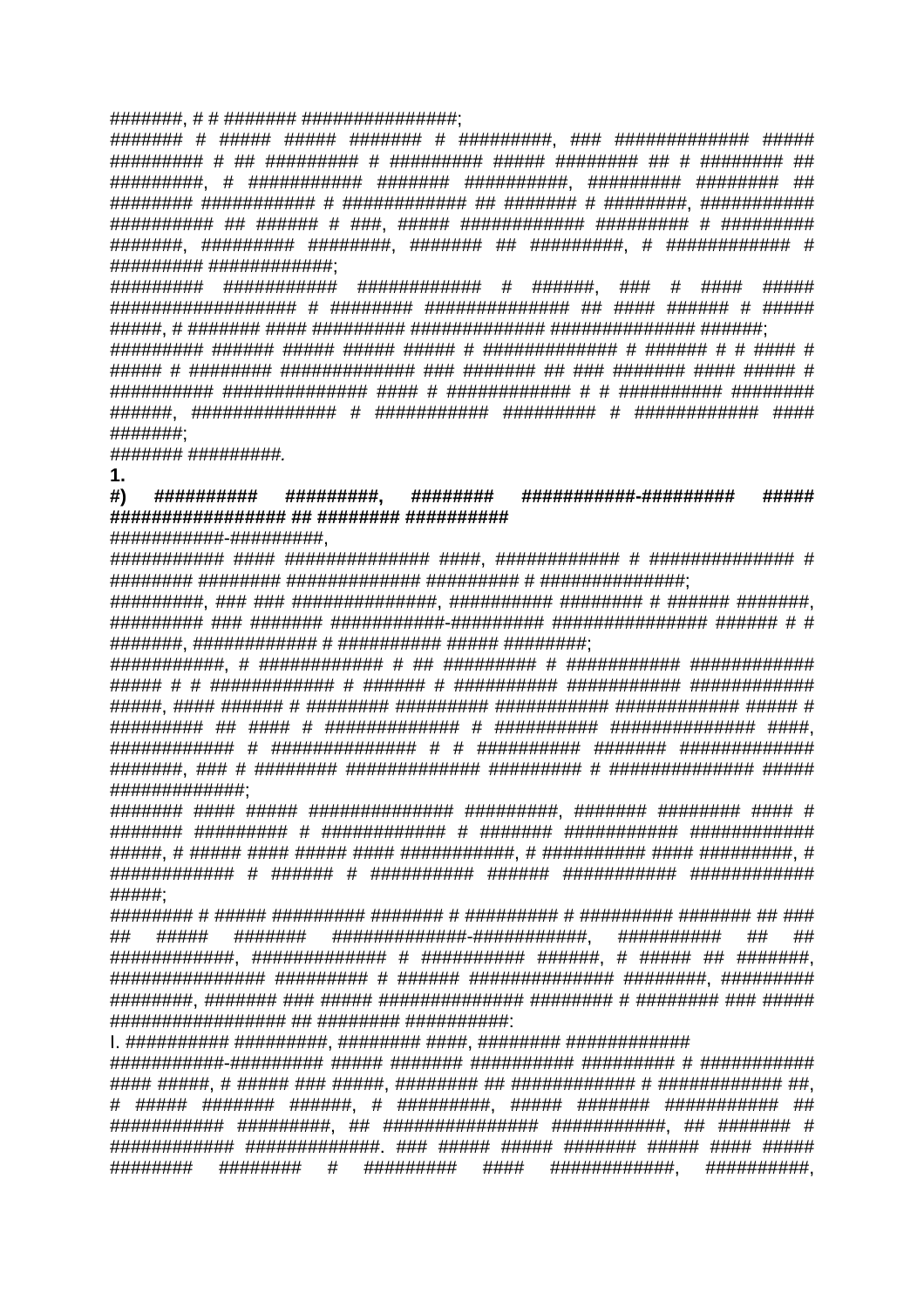#######, # # ####### ################;

####### # ##### ##### ####### # #########, ### ############# ##### ######### # ## ######### # ######### ##### ######## ## # ######## ## #########, # ########### ####### ##########, ######### ######## ## ######## ########### # ############ ## ####### # ########, ########### ########## ## ###### # ###, ##### ############ ######### # ######### #######, ######### ########, ####### ## #########, # ############ # ######### ############;

######### ########### ############ # ######, ### # #### ##### ################## # ######## ############# ## #### ###### # ##### #####, # ####### #### ######### ############# ############## ######;

######### ###### ##### ##### ##### # ############# # ###### # # #### # ##### # ######## ############# ### ####### ## ### ####### #### ##### # ########## ############## #### # ############ # # ########## ######## ######, ############## # ########### ######### # ############ #### #######;

####### #########.

**1.**

**#) ########## #########, ######## ###########-######### ##### ################# ## ######## ##########**

###########-#########,

########### #### ############### ####, ############ # ############### # ######## ######## ############## ######### # ###############;

#########, ### ### ###############, ########## ######## # ###### #######, ######### ### ####### ###########-######### ############### ###### # # #######, ############ # ########### ##### #########;

###########, # ############ # ## ######### # ########### ############ ##### # # ############ # ###### # ########## ########### ############ #####, #### ###### # ######## ######### ########### ############ ##### # ######### ## #### # ############# # ########## ############## ####, ############ # ############### # # ########## ####### ############# #######, ### # ######## ############# ######### # ############## ##### ##############;

####### #### ##### ############## #########, ####### ######## #### # ####### ######### # ############ # ####### ########### ############ #####, # ##### #### ##### #### ###########, # ########## #### #########, # ############ # ###### # ########## ###### ########### ############ #####;

######## # ##### ######### ####### # ######### # ######### ####### ## ### ## ##### ####### ##############-############, ########## ## ## ############, ############# # ########## ######, # ##### ## #######, ############### ######### # ###### ############## ########, ######### ########, ####### ### ##### ############## ######## # ######## ### ##### ################## ## ######## ###########:

I. ########## #########, ######## ####, ######## ############

###########-######### ##### ####### ########## ######### # ########### #### #####, # ##### ### #####, ######## ## ############ # ############ ##, # ##### ####### ######, # #########, ##### ####### ########### ## ########### #########, ## ############### ###########, ## ####### # ############ #############. ### ##### ##### ####### ##### #### ##### ######## ######## # ######### #### ############, ##########,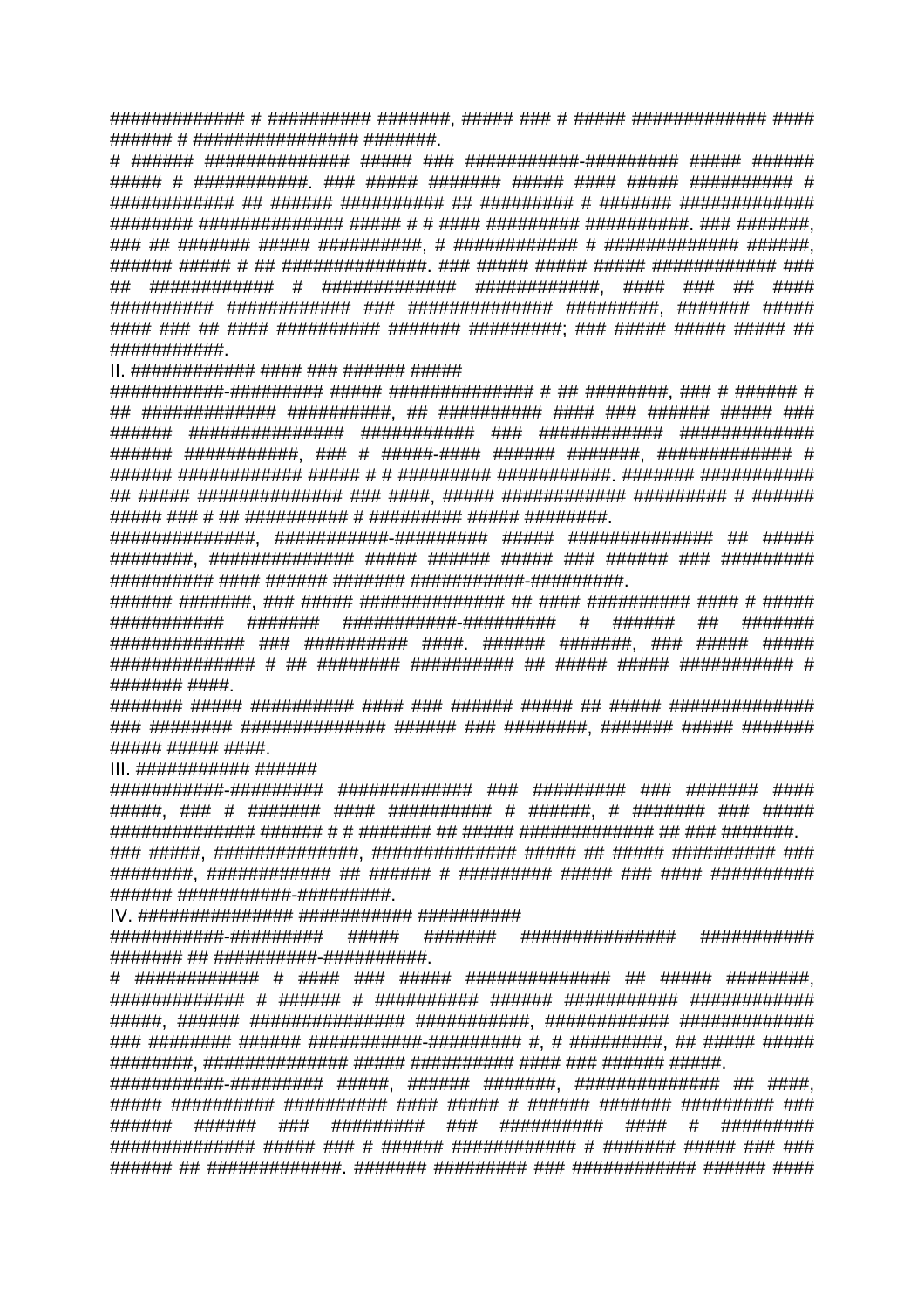############# # ########## #######, ##### ### # ##### ############# #### ###### # ################ #######.

# ###### ############## ##### ### ###########-######### ##### ###### ##### # ###########. ### ##### ####### ##### #### ##### ########## # ############ ## ####### ########## ## ######### # ####### ############ ######## ############## ##### # # #### ######### ##########. ### #######, ### ## ####### ##### ##########, # ############ # ############# ######, ###### ##### # ## ##############. ### ##### ##### ##### ############ ### ## ############ # ############# ############, #### ### ## #### ########## ############ ### ############## #########, ####### ##### #### ### ## #### ########## ####### #########; ### ##### ##### ##### ## ###########.

II. ############ #### ### ###### #####

###########-######### ##### ############## # ## ########, ### # ###### # ## ############# ##########, ## ########## #### ### ###### ##### ### ###### ############### ########### ### ############ ############ ###### ###########, ### # #####-#### ###### #######, ############# # ###### ########### ##### # # ######### ###########. ####### ########### ## ##### ############## ### ####, ##### ############# ######### # ###### ##### ### # ## ########## # ######### ##### ########.

##############, ###########-######### ##### ############## ## ##### ########, ############## ##### ###### ##### ### ###### ### ######### ########## #### ###### ####### ###########-#########.

###### #######, ### ##### ############## ## #### ########## #### # ##### ########### ####### ###########-######### # ###### ## ####### ############# ### ########## ####. ###### #######, ### ##### ##### ############## # ## ######## ########## ## ##### ##### ########### # ####### ####.

####### ##### ########## #### ### ###### ##### ## ##### ############## ### ######## ############## ###### ### ########, ####### ##### ####### ##### ##### ####.

III. ########### ######

###########-######### ############# ### ######### ### ####### #### #####, ### # ####### #### ########## # ######, # ####### ### ##### ############## ###### # # ####### ## ##### ############# ## ### #######.

### #####, ##############, ############## ##### ## ##### ########## ### ########, ############ ## ###### # ######### ##### ### #### ######### ###### ###########-#########.

IV. ############### ########### ##########

###########-######### ##### ####### ############### ########## ####### ## ##########-##########.

# ############ # #### ### ##### ############## ## ##### ########, ############# # ###### # ########## ###### ########### ########### #####, ###### ############### ###########, ############ ############ ### ######## ###### ###########-######### #, # #########, ## ##### ##### ########, ############## ##### ########## #### ### ###### #####.

###########-######### #####, ###### #######, ############## ## ####, ##### ########## ########## #### ##### # ###### ####### ######### ### ###### ###### ### ######### ### ########## #### # ######### ############## ##### ### # ###### ########### # ####### ##### ### ### ###### ## ##############. ####### ######### ### ########### ###### ####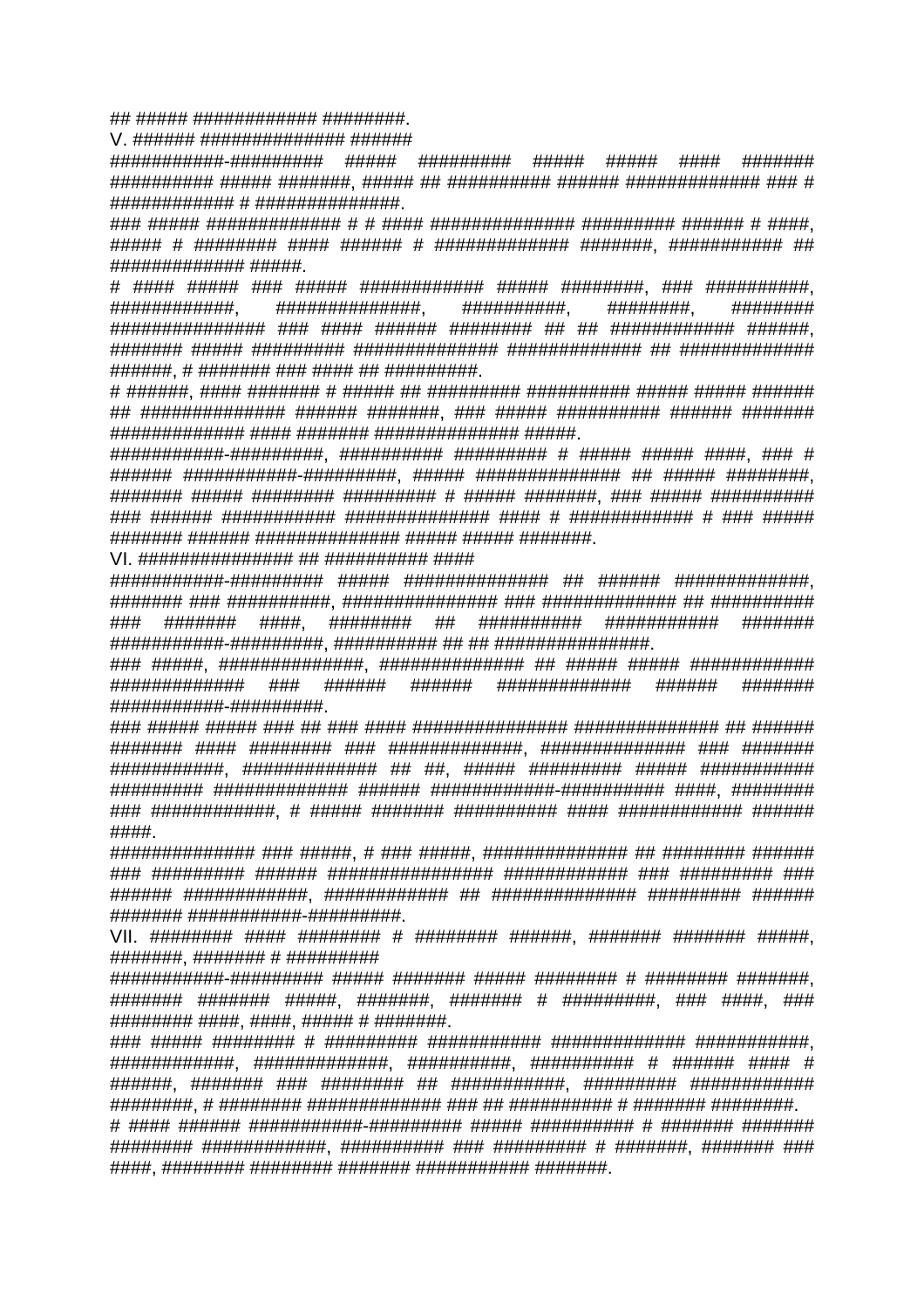## ##### ############ ########.

V. ###### ############### ######

###########-######### ##### ######### ##### ##### #### ####### ########## ##### #######, ##### ## ########## ###### ############# ### # ############ # ###############.

### ##### ############# # # #### ############### ######### ###### # ####, ##### # ######## #### ###### # ############# #######, ########### ## ############# #####.

# #### ##### ### ##### ############ ##### ########, ### ##########, ############, ###############, ##########, ########, ######## ############### ### #### ###### ######## ## ## ############ ######, ####### ##### ######### ############### ############# ## ############# ######, # ####### ### #### ## #########.

# ######, #### ####### # ##### ## ######### ########## ##### ##### ###### ## ############## ###### #######, ### ##### ########## ###### ####### ############# #### ####### ############### #####.

###########-#########, ########## ######### # ##### ##### ####, ### # ###### ###########-#########, ##### ############## ## ##### ########, ####### ##### ######## ########## # ##### #######, ### ##### ########## ### ###### ########### ############## #### # ############ # ### ##### ####### ###### ############### ##### ##### #######.

VI. ############### ## ########### ####

###########-######### ##### ############### ## ###### #############, ####### ### ##########, ################ ### ############# ## ########## ### ####### ####, ######## ## ########## ########### ####### ###########-#########, ########## ## ## ################.

### #####, ###############, ############### #### ## ##### ##### ############ ############# ### ###### ###### ############# ###### ####### ###########-#########.

### ##### ##### ### ## ### #### ############### ############### ## ###### ####### #### ######## ### #############, ############### ### ####### ###########, ############# ## ##, ##### ######### ##### ########### ######### ############# ###### ############-########### ####, ######## ### ############, # ##### ####### ########## #### ############ ###### ####.

############## ### #####, # ### #####, ############### ## ######## ###### ### ######### ###### ################ ############ ### ######### ### ###### ############, ############ ## ############## ######### ###### ####### ###########-#########.

VII. ######## #### ######## # ######## ######, ####### ####### #####, #######, ####### # #########

###########-######### ##### ####### ##### ######## # ######## #######, ####### ####### #####, #######, ####### # #########, ### ####, ### ######## ####, ####, ##### # #######.

### ##### ######## # ######### ########### ############# ###########, ############, #############, ##########, ########## # ###### #### # ######, ####### ### ######## ## ###########, ######### ############ ########, # ######## ############## ### ## ########## # ####### ########.

# #### ###### ###########-######### ##### ########## # ####### ####### ######## ############, ########## ### ######### # #######, ####### ### ####, ######## ######## ####### ########### #######.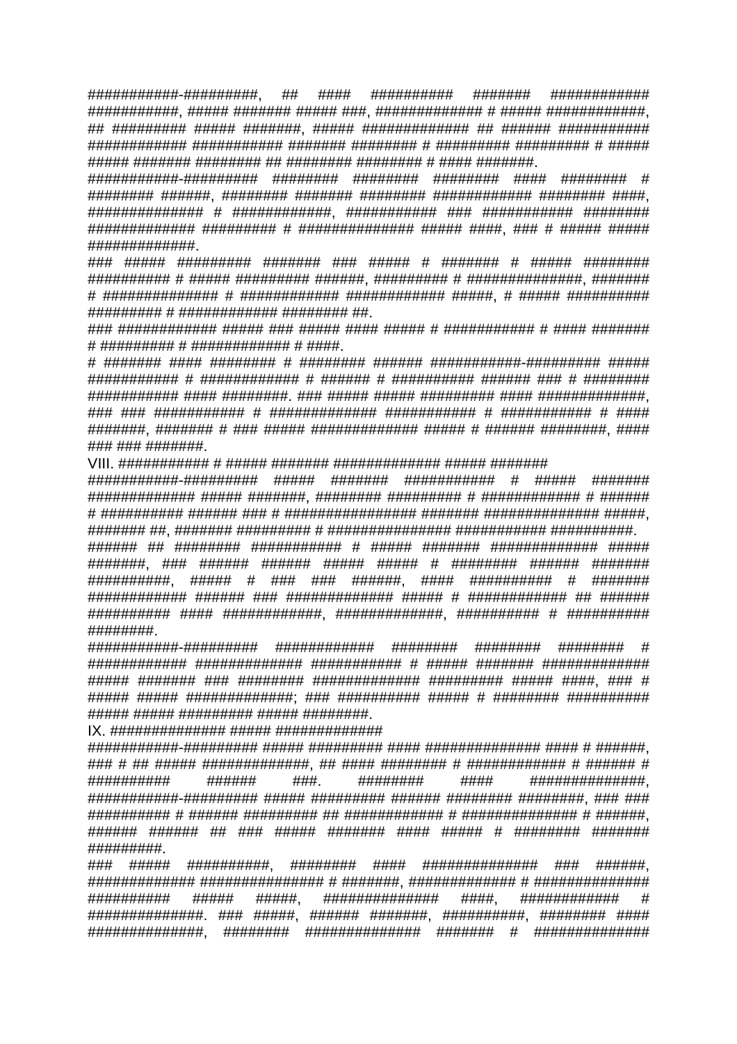###########-#########, ## #### ########## ####### ############ ###########, ##### ####### ##### ###, ############# # ##### ############, ## ######### ##### #######, ##### ############# ## ###### ########### ############ ########### ####### ######## # ######### ######### # ##### ##### ####### ######## ## ######## ######## # #### #######.

###########-######### ######## ######## ######## #### ######## # ######## ######, ######## ####### ######## ############ ######## ####, ############## # ############, ########### ### ########### ######## ############# ######### # ############## ##### ####, ### # ##### ##### ##############.

### ##### ######### ####### ### ##### # ####### # ##### ######## ########## # ##### ######### ######, ######### # ###############, ####### # ############## # ############ ############ #####, # ##### ########## ######### # ############ ######## ##.

### ############ ##### ### ##### #### ##### # ########### # #### ####### # ######### # ############ # ####.

# ####### #### ######## # ######## ###### ###########-######### ##### ########### # ############ # ###### # ########## ###### ### # ######## ########### #### ########. ### ##### ##### ######### #### ##############, ### ### ########### # ############# ########### # ########### # #### #######, ####### # ### ##### ############# ##### # ###### ########, #### ### ### #######.

## VIII. ########### # ##### ####### ############# ##### #######

###########-######### ##### ####### ########### # ##### ####### ############# ##### #######, ######## ######### # ############ # ###### # ########## ###### ### # ################ ####### ############## #####, ####### ##, ####### ######### # ############### ########### ##########.

###### ## ######## ########### # ##### ####### ############# ##### #######, ### ###### ###### ##### ##### # ######## ###### ####### ##########, ##### # ### ### ######, #### ########## # ####### ############ ###### ### ############# ##### # ############ ## ###### ########## #### ############, #############, ########## # ########## ########.

###########-######### ############ ######## ######## ######## # ############ ############# ########### # ##### ####### ############# ##### ####### ### ######## ############# ######### ##### ####, ### # ##### ##### #############; ### ########## ##### # ######## ########## ##### ##### ######### ##### ########.

## IX. ############## ##### ##############

###########-######### ##### ######### #### ############## #### # ######, ### # ## ##### #############, ## #### ######## # ############ # ###### # ########## ###### ###. ######## #### ##############, ###########-######### ##### ######### ###### ######## ########, ### ### ########## # ###### ######### ## ############ # ############## # ######, ###### ###### ## ### ##### ####### #### ##### # ######## ####### #########.

### ##### ##########, ######## #### ############## ### ######, ############# ############### # #######, ############# # ############### ########## ##### #####, ############## ####, ############ # ##############. ### #####, ###### #######, ##########, ######## #### ###############, ######## ############## ####### # ##############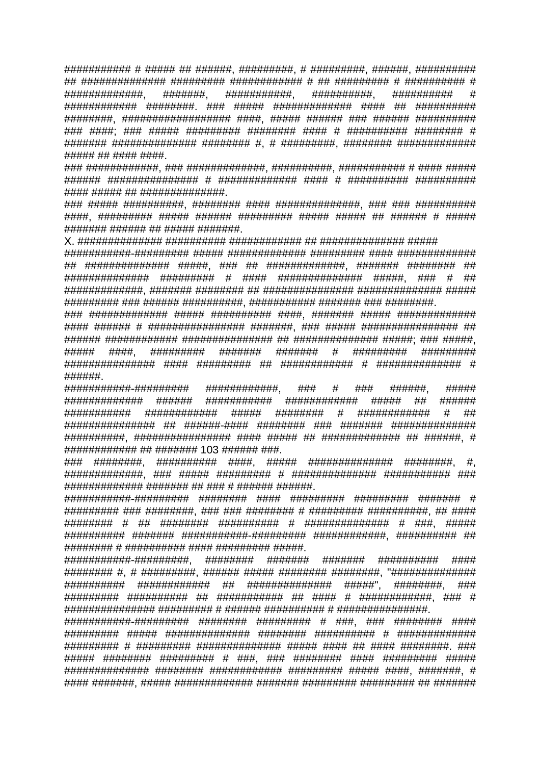########### # ##### ## ######, #########, # #########, ######, ########## ## ############## ######### ############ # ## ######### # ########## # #############, #######, ###########, ##########, ########## # ############ ########. ### ##### ############# #### ## ########## ########, ################## ####, ##### ###### ### ###### ########## ### ####; ### ##### ######### ######## #### # ########## ######## # ####### ############## ######## #, # #########, ######## ############ ##### ## #### ####.

### ############, ### ##############, ##########, ########### # #### ##### ###### ############### # ############# #### # ########## ########## #### ##### ## ###############.

### ##### ##########, ######## #### ##############, ### ### ########## ####, ######### ##### ###### ######### ##### ##### ## ###### # ##### ####### ###### ## ##### #######.

X. ############## ########## ############ ## ############### #####

###########-######### ##### ############## ######### #### ############# ## ############## #####, ### ## #############, ####### ######## ## ############## ######### # #### ############## #####, ### # ## #############, ####### ######## ## ############### ############### ##### ######### ### ###### ##########, ########### ####### ### ########.

### ############# ##### ########## ####, ####### ##### ############# #### ###### # ################ #######, ### ##### ################ ## ###### ########### ############### ## ############## #####; ### #####, ##### ####, ######### ####### ####### # ######### ######### ############### #### ######### ## ############ # ############## # ######.

###########-######### ############, ### # ### ######, ##### ############# ###### ########### ############ ##### ## ###### ########### ############ ##### ######## # ############ # ## ############### ## ######-#### ######## ### ####### ############## ##########, ################ #### ##### ## ############# ## ######, # ############ ## ####### 103 ###### ###.

### ########, ########## ####, ##### ############## ########, #, #############, ### ##### ######### # ############## ########### ### ############# ####### ## ### # ###### ######.

###########-######### ######## #### ######### ######### ####### # ######### ### ########, ### ### ######## # ######### ##########, ## #### ######## # ## ######## ########## # ############## # ###, ##### ########## ####### ###########-######### ############, ########## ## ######## # ########## #### ######### #####.

###########-#########, ######## ####### ####### ########## #### ######## #, # #########, ###### ##### ######## ########, "############## ########## ############ ## ############## #####", ########, ### ######### ########## ## ########### ## #### # ############, ### # ################ ######### # ###### ########## # ################.

###########-######### ######## ######### # ###, ### ######## #### ######### ##### ############## ######## ########## # ############# ######### # ######### ############## ##### #### ## #### ########. ### ##### ######## ######### # ###, ### ######## #### ######### ##### ############## ######## ############ ######### ##### ####, #######, # #### #######, ##### ############# ####### ######### ######### ## #######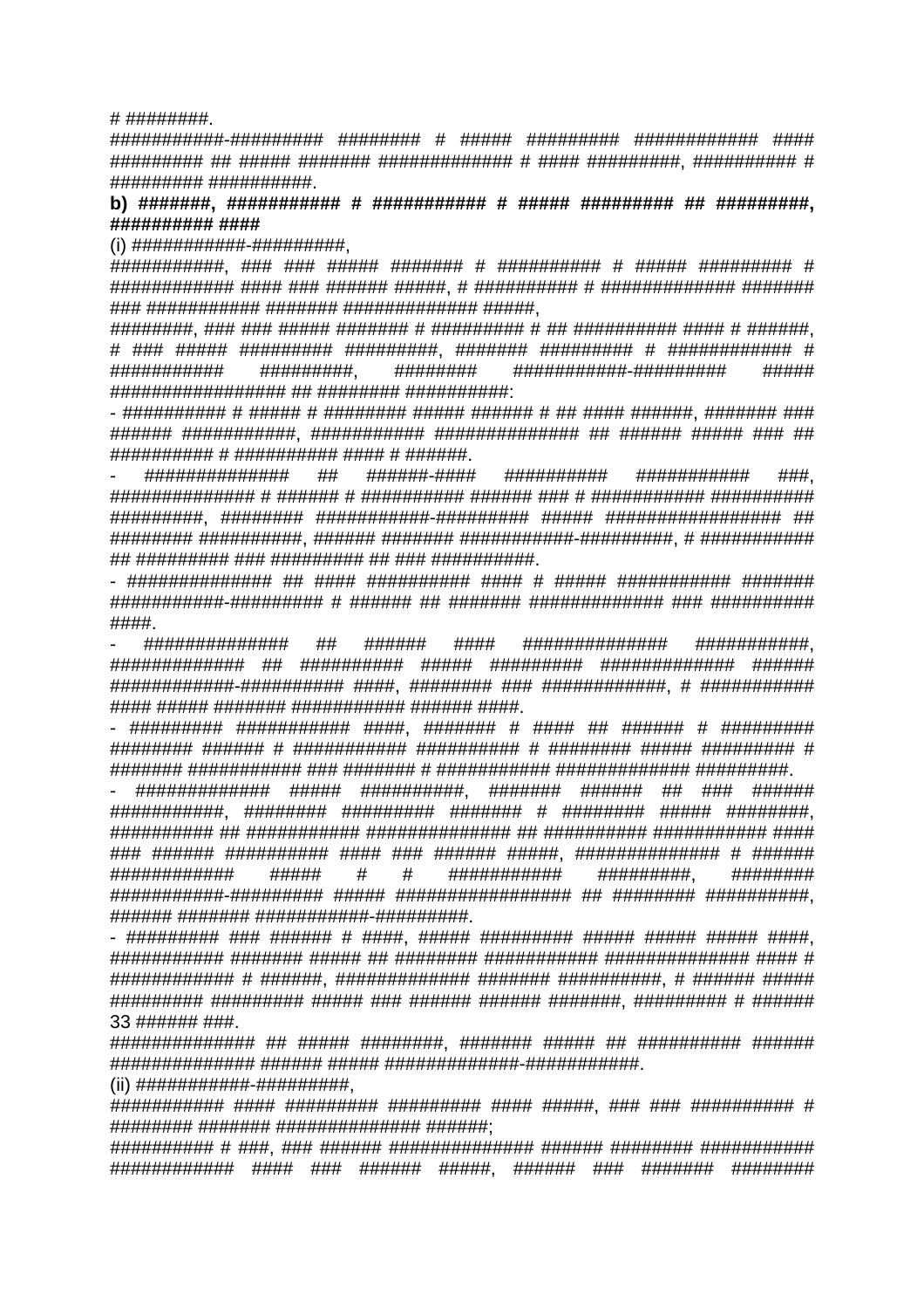# ########.

###########-######### ######## # ##### ######### ############ #### ######### ## ##### ####### ############# # #### #########, ########## # ######### ##########.

**b) #######, ########### # ########### # ##### ######### ## #########, ########## ####**

(i) ###########-#########,

###########, ### ### ##### ####### # ########## # ##### ######### # ############ #### ### ###### #####, # ########## # ############# ####### ### ########### ####### ############## #####,

########, ### ### ##### ####### # ######### # ## ########## #### # ######, # ### ##### ######### #########, ####### ######### # ############ # ########### #########, ######## ###########-######### ##### ################# ## ######## ##########:

- ########## # ##### # ######## ##### ###### # ## #### ######, ####### ### ###### ###########, ########### ############## ## ###### ##### ### ## ########## # ########## #### # ######.

- ############## ## ######-#### ########## ########### ###, ############## # ###### # ########## ###### ### # ########### ########## #########, ######## ###########-######### ##### ################# ## ######## ##########, ###### ####### ############-#########, # ########### ## ######### ### ######### ## ### ##########.

- ############## ## #### ########## #### # ##### ########### ####### ###########-######### # ###### ## ####### ############# ### ########## ####.

- ############## ## ###### #### ############## ###########, ############# ## ########## ##### ######### ############# ###### ############-########### ####, ######## ### ############, # ########### #### ##### ####### ############ ###### ####.

- ######### ########### ####, ####### # #### ## ###### # ######### ######## ###### # ########### ########## # ######## ##### ######### # ####### ########### ### ####### # ########### ############# #########.

- ############# ##### ##########, ####### ###### ## ### ###### ###########, ######## ######### ####### # ######## ##### ########, ########## ## ########### ############## ## ########## ########### #### ### ###### ########## #### ### ###### #####, ############## # ###### ############ ##### # # ########### #########, ######## ###########-######### ##### ################# ## ######## ##########, ###### ####### ############-#########.

- ######### ### ###### # ####, ##### ######### ##### ##### ##### ####, ########### ####### ##### ## ######## ############ ############## #### # ############ # ######, ############# ####### ##########, # ###### ##### ######### ######### ##### ### ###### ###### #######, ######### # ###### 33 ###### ###.

############## ## ##### ########, ####### ##### ## ########## ###### ############## ###### ##### #############-###########.

(ii) ###########-#########,

########### #### ######### ######### #### #####, ### ### ########## # ######## ####### ############## ######;

########## # ###, ### ###### ############## ###### ######## ########### ############ #### ### ###### #####, ###### ### ####### ########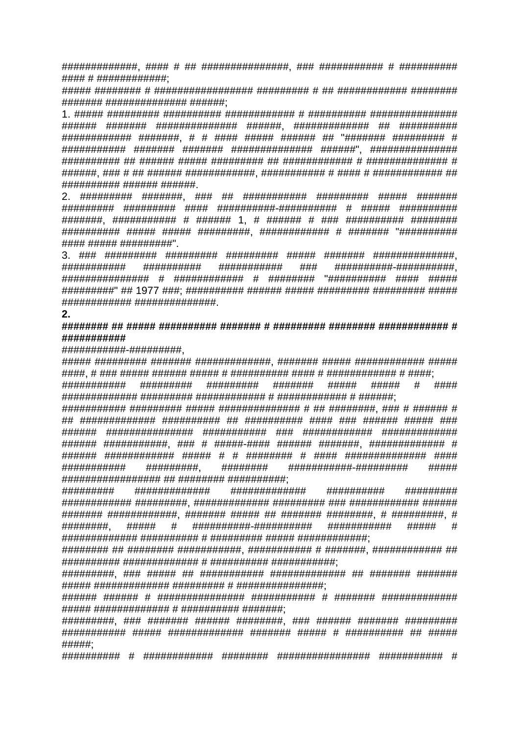#############, #### # ## ###############, ### ########### # ########## #### # ############;

##### ######## # ################# ######### # ## ############ ######## ####### ############## ######;

1. ##### ######### ########## ############ # ########## ############### ###### ####### ############## ######, ############# ## ########## ############ #######, # # #### ##### ###### ## "####### ######### # ########### ####### ####### ############## ######", ############### ########## ## ###### ##### ######### ## ############ # ############### # ######, ### # ## ###### ############, ########### # #### # ############ ## ########## ###### ######.

2. ######### #######, ### ## ########### ######### ##### ####### ######### ######### #### ##########-########## # ##### ########## #######, ########### # ###### 1, # ###### # ### ########## ######## ########## ##### ##### #########, ############ # ####### "########## #### ##### #########".

3. ### ######### ######### ######### ##### ####### ##############, ########### ########## ########### ### ##########-##########, ############### # ############ # ######## "########## #### ##### #########" ## 1977 ###; ########## ###### ##### ######### ######### ##### ############ ##############.

**2.**

**######## ## ##### ########## ####### # ######### ######## ############ # ###########**

###########-#########,

##### ######### ####### ##############, ####### ##### ############ ##### ####, # ### ##### ###### ##### # ########## #### ############ # ####;

########### ######### ######### ####### ##### ##### # #### ############# ######### ############ # ############ # ######;

########### ######### ##### ############## # ## ########, ### # ###### # ## ############# ########## ## ########## #### ### ###### ##### ### ###### ############### ########### ### ############ ############# ###### ###########, ### # #####-#### ###### #######, ############# # ###### ############ ##### # # ######## # #### ############## #### ########### #########, ######## ###########-######### ##### ################# ## ######## ##########;

######### ############# ############# ########## ######### ############ #########, ############# ######### ### ############ ###### ####### ############, ####### ##### ## ####### ########, # #########, # ########, ##### # ##########-########## ########### ##### # ############# ########## # ######### ##### ############;

######## ## ######## ###########, ########### # #######, ############ ## ########## ############# # ########## ###########;

#########, ### ##### ## ########### ############# ## ####### ####### ##### ############# ######### # ################;

###### ###### # ############### ########### # ####### ############# ##### ############# # ########## #######;

#########, ### ####### ###### ########, ### ###### ####### ######### ########### ##### ############# ####### ##### # ########## ## ##### #####;

########## # ############ ######## ################ ########### #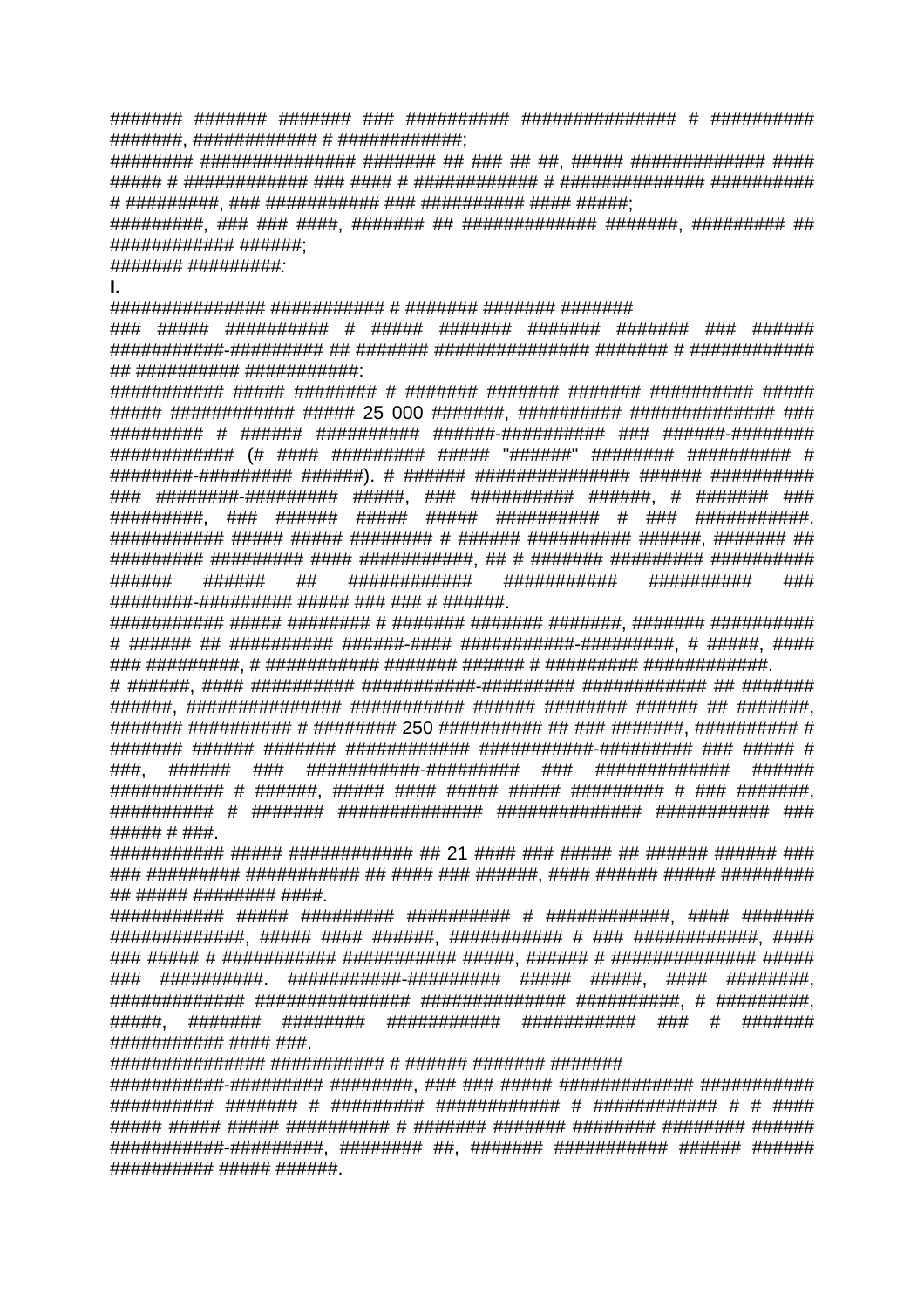####### ####### ####### ### ########## ############### # ########## #######, ############ # ############;

######## ############### ####### ## ### ## ##, ##### ############# #### ##### # ############ ### #### # ############ # ############## ########## # #########, ### ########### ### ########## #### #####;

#########, ### ### ####, ####### ## ############# #######, ######### ## ############ ######;

####### #########:

**I.**

############### ########### # ####### ####### #######

### ##### ########## # ##### ####### ####### ####### ### ###### ###########-######### ## ####### ############### ####### # ############ ## ########## ###########:

########### ##### ######## # ####### ####### ####### ########## ##### ##### ############ ##### 25 000 #######, ########## ############## ### ######### # ###### ########## ######-########## ### ######-######## ############ (# #### ######### ##### "######" ######## ########## # ########-######### ######). # ###### ############### ###### ########## ### ########-######### #####, ### ########## ######, # ####### ### #########, ### ###### ##### ##### ########## # ### ###########. ########### ##### ##### ######## # ###### ########## ######, ####### ## ######### ######### #### ###########, ## # ####### ######### ########## ###### ###### ## ############ ########### ########## ### ########-######### ##### ### ### # ######.

########### ##### ######## # ####### ####### #######, ####### ########## # ###### ## ########## ######-#### ############-#########, # #####, #### ### #########, # ########### ####### ###### # ######### ############.

# ######, #### ########## ############-######### ############ ## ####### ######, ############### ########### ###### ######## ###### ## #######, ####### ########## # ######## 250 ########## ## ### #######, ########## # ####### ###### ####### ############ ############-######### ### ##### # ###, ###### ### ###########-######### ### ############# ###### ########### # ######, ##### #### ##### ##### ######### # ### #######, ########## # ####### ############## ############## ########### ### ##### # ###.

########### ##### ############ ## 21 #### ### ##### ## ###### ###### ### ### ######### ############ ## #### ### ######, #### ###### ##### ######### ## ##### ######## ####.

########### ##### ######### ########## # ############, #### ####### #############, ##### #### ######, ########### # ### ############, #### ### ##### # ########### ############ #####, ###### # ############## ##### ### ##########. ###########-######### ##### #####, #### ########, ############ ############### ############## ##########, # #########, #####, ####### ######## ########### ########### ### # ####### ############ #### ###.

############### ########### # ###### ####### #######

###########-######### ########, ### ### ##### ############# ########### ########## ####### # ######### ############ # ############ # # #### ##### ##### ##### ########## # ####### ####### ######## ######## ###### ###########-#########, ######## ##, ####### ########### ###### ###### ########## ##### ######.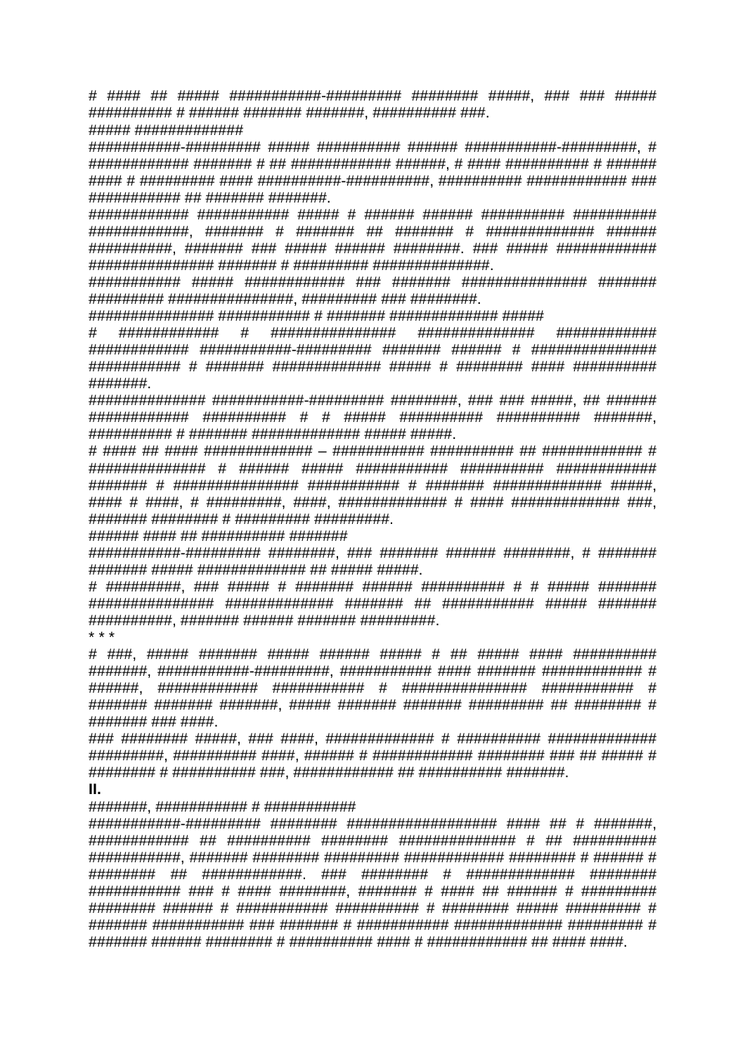# #### ## ##### ###########-######### ######## #####, ### ### ##### ########## # ###### ####### #######, ########## ###.

##### #############

###########-######### ##### ########## ###### ###########-#########, # ############ ####### # ## ############ ######, # #### ########## # ###### #### # ######### #### ###########-###########, ########## ############ ### ########### ## ####### #######.

############ ########### ##### # ###### ###### ########## ########## ############, ####### # ####### ## ####### # ############# ###### ##########, ####### ### ##### ###### ########. ### ##### ############ ############### ####### # ######### ###############.

########### ##### ############ ### ####### ############### ####### ######### ###############, ######### ### ########.

############### ########### # ####### ############# #####

# ############ # ################ ############## ############ ############ ###########-######### ####### ###### # ################ ########### # ####### ############# ##### # ######## #### ########## #######.

############## ###########-######### ########, ### ### #####, ## ###### ############ ########## # # ##### ########## ########## #######, ########## # ####### ############# ##### #####.

# #### ## #### ############# – ########### ########## ## ############ # ############## # ###### ##### ########### ########## ############ ####### # ############### ########### # ####### ############# #####, #### # ####, # #########, ####, ############# # #### ############# ###, ####### ######## # ######### ##########.

###### #### ## ########## #######

###########-######### ########, ### ####### ###### ########, # ####### ####### ##### ############# ## ##### #####.

# #########, ### ##### # ####### ###### ########## # # ##### ####### ############### ############# ####### ## ########### ##### ####### ##########, ####### ###### ####### #########.

* * *

# ###, ##### ####### ##### ###### ##### # ## ##### #### ########## #######, ###########-#########, ########### #### ####### ############ # ######, ############ ########### # ############### ########### # ####### ####### #######, ##### ####### ####### ######### ## ######## # ####### ### ####.

### ######## #####, ### ####, ############# # ########## ############# #########, ########## ####, ###### # ############ ######## ### ## ##### # ######## # ########## ###, ############ ## ########## #######.

**II.**

#######, ########### # ###########

###########-######### ######## ################## #### ## # #######, ############ ## ########## ######## ############## # ## ########## ###########, ####### ######## ######### ############ ######## # ###### # ######## ## ############. ### ######## # ############# ######## ########## ### # #### ########, ####### # #### ## ###### # ######### ######## ###### # ########### ########## # ######## ##### ######### # ####### ########### ### ####### # ########### ############# ######### # ####### ###### ######## # ########## #### # ############ ## #### ####.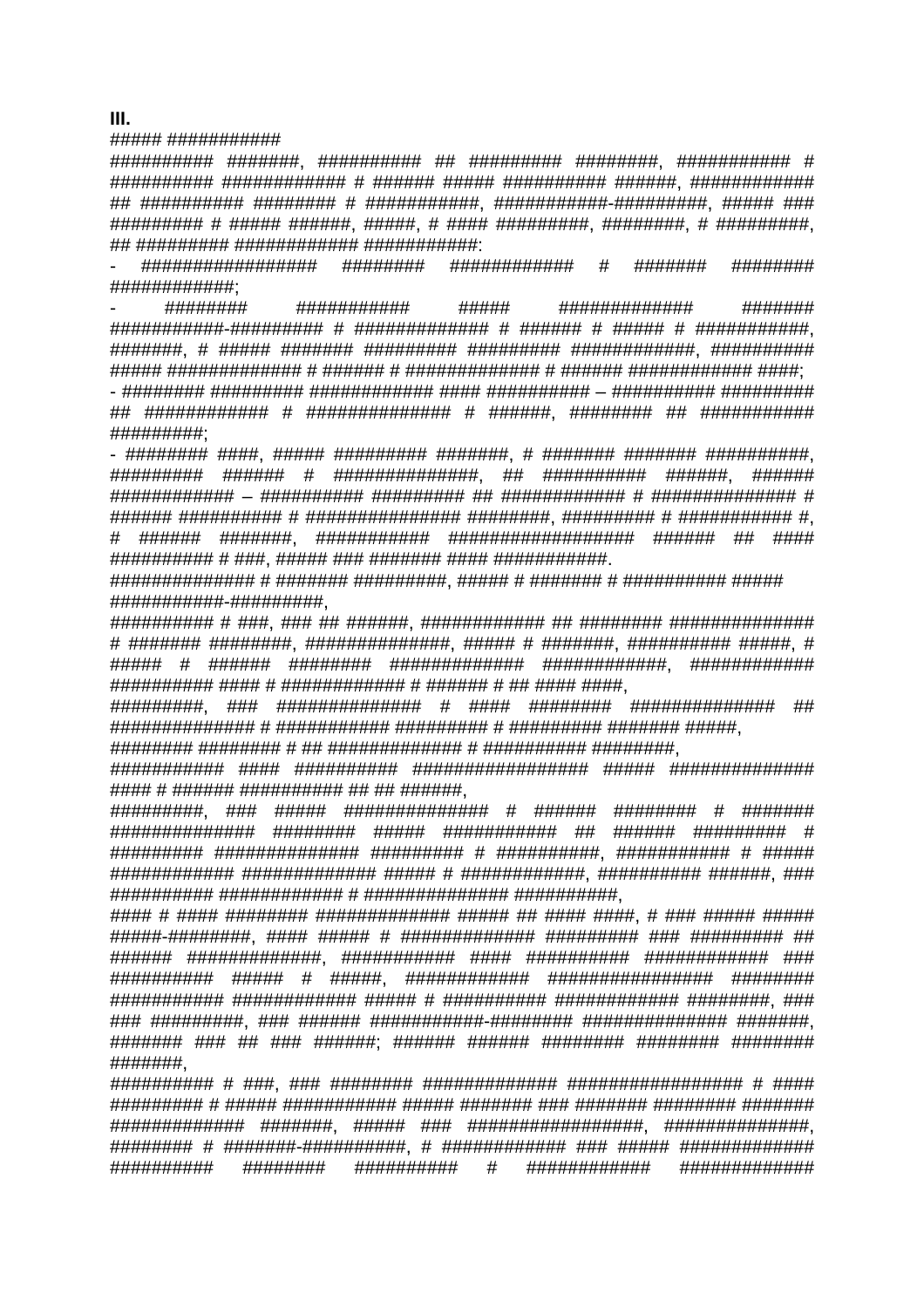**III.**

##### ###########

########## #######, ########## ## ######### ########, ########### # ########## ############ # ###### ##### ########## ######, ############ ## ########## ######## # ############, ############-##########, ##### ### ######### # ##### ######, #####, # #### #########, ########, # #########, ## ######### ############ ############:

- ################# ######## ############ # ####### ######## #############;

- ######## ########### ##### ############# ####### ###########-######### # ############# # ###### # ##### # ###########, #######, # ##### ####### ######### ######### ############, ########## ##### ############# # ###### # ############# # ###### ############# ####;

- ######## ######### ############ #### ########## – ########## ######### ## ############ # ############## # ######, ######## ## ########### ##########;

- ######## ####, ##### ######### #######, # ####### ####### ##########, ######### ###### # ###############, ## ########## ######, ###### ############ – ########## ######### ## ############ # ############### # ###### ########## # ################ ########, ######### # ############ #, # ###### #######, ########### ################## ###### ## #### ########## # ###, ##### ### ####### #### ############.

############## # ####### #########, ##### # ####### # ########## ##### ############-##########,

########## # ###, ### ## ######, ############ ## ######## ############## # ####### ########, ###############, ##### # #######, ########## #####, # ##### # ###### ######## ############# ############, ############ ########## #### # ############ # ###### # ## #### ####,

#########, ### ############## # #### ######## ############## ## ############## # ############ ######### # ######### ####### #####,

######## ######## # ## ############## # ########## ########,

########### #### ########## ################# ##### ############## #### # ###### ########## ## ## ######,

#########, ### ##### ############## # ###### ######## # ####### ############### ######## ##### ########### ## ###### ######### # ######### ############## ######### # ##########, ########### # ##### ############ ############# ##### # ############, ########## ######, ### ########## ############ # ############### ##########,

#### # #### ######## ############# ##### ## #### ####, # ### ##### ##### #####-########, #### ##### # ############# ######### ### ######### ## ###### #############, ########### #### ########## ############ ### ########## ##### # #####, ############ ################ ######## ########### ############ ##### # ########## ############ ########, ### ### #########, ### ###### ###########-######## ############## #######, ####### ### ## ### ######; ###### ###### ######## ######## ######## #######,

########## # ###, ### ######## ############ ################# # #### ######### # ##### ########### ##### ####### ### ####### ######## ####### ############# #######, ##### ### #################, ##############, ######## # #######-##########, # ############ ### ##### ############# ########## ######## ########## # ############ #############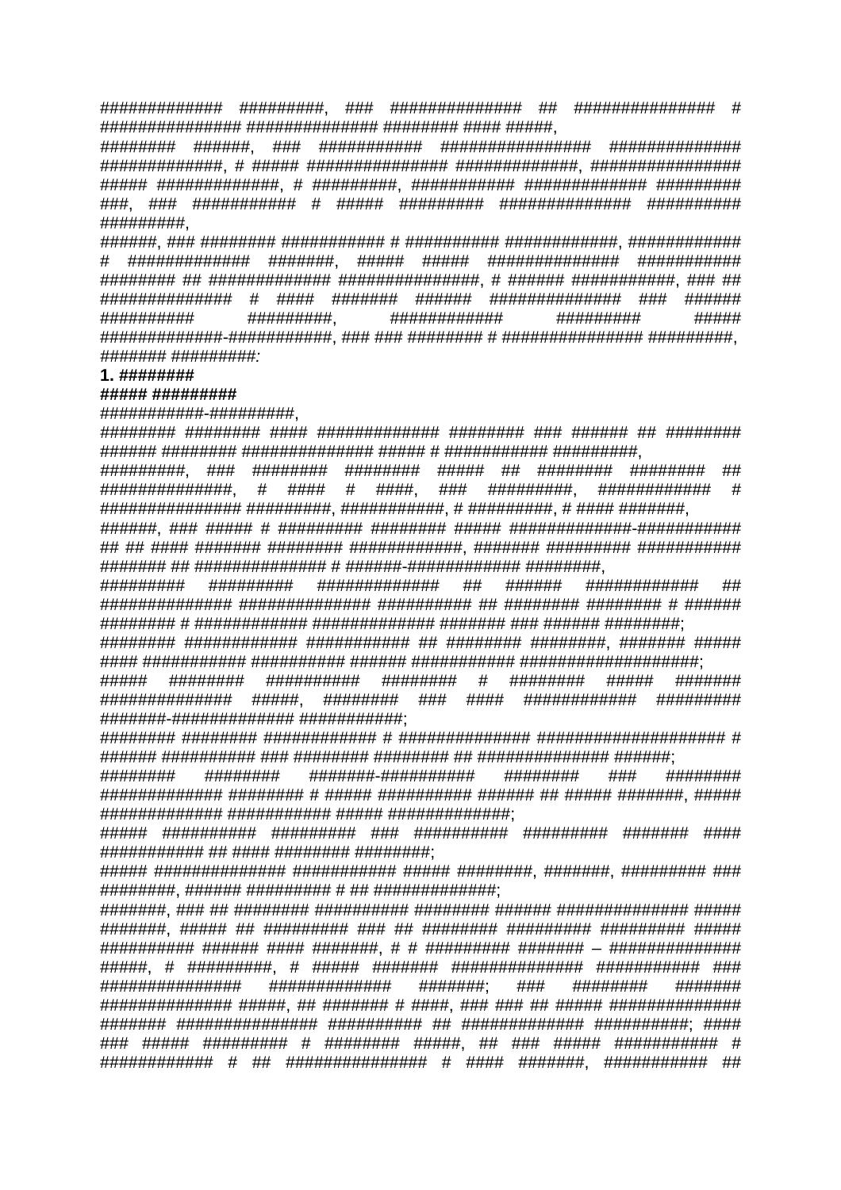############# #########, ### ############## ## ############### # ############### ############## ######## #### #####,

######## ######, ### ########### ################ ############## #############, # ##### ############### #############, ################ ##### #############, # #########, ########### ############# ######### ###, ### ########### # ##### ######### ############## ######### #########,

######, ### ######## ########### # ########## ############, ############ # ############# #######, ##### ##### ############## ########### ######## ## ############# ###############, # ###### ###########, ### ## ############## # #### ####### ###### ############## ### ###### ########## #########, ############ ######### ##### #############-###########, ### ### ######## # ############### #########, ####### #########:

**1. ########**

**##### #########**

###########-#########,

######## ######## #### ############# ######## ### ###### ## ######## ###### ######## ############## ##### # ########### #########,

#########, ### ######## ######## ##### ## ######## ######## ## ##############, # #### # ####, ### #########, ############ # ############### #########, ###########, # #########, # #### #######,

######, ### ##### # ######### ######## ##### #############-########### ## ## #### ####### ######## ############, ####### ######### ########### ####### ## ############## # ######-############ ########,

######### ######### ############# ## ###### ############ ## ############## ############## ########## ## ######## ######## # ###### ######## # ############ ############# ####### ### ###### ########;

######## ############ ########### ## ######## ########, ####### ##### #### ########### ########## ###### ########### ####################;

##### ######## ########## ######## # ######## ##### ####### ############## #####, ######## ### #### ############ ######### #######-############# ############;

######## ######## ############ # ############## ###################### # ###### ########## ### ######## ######## ## ############### ######;

######## ######## #######-########## ######## ### ######## ############# ######## # ##### ########## ###### ## ##### #######, ##### ############# ########### ##### ##############;

##### ########## ######### ### ########## ######### ####### #### ########### ## #### ######## ########;

##### ############## ########### ##### ########, #######, ######### ### ########, ###### ######### # ## ##############;

#######, ### ## ######## ########## ######## ###### ############## ##### #######, ##### ## ######### ### ## ######## ######### ######### ##### ########## ###### #### #######, # # ######### ####### – ############## #####, # #########, # ##### ####### ############## ########### ### ############### ############# #######; ### ######## ####### ############## #####, ## ####### # ####, ### ### ## ##### ############## ####### ############### ########## ## ############# ##########; #### ### ##### ######### # ######## #####, ## ### ##### ########### # ############ # ## ############### # #### #######, ########### ##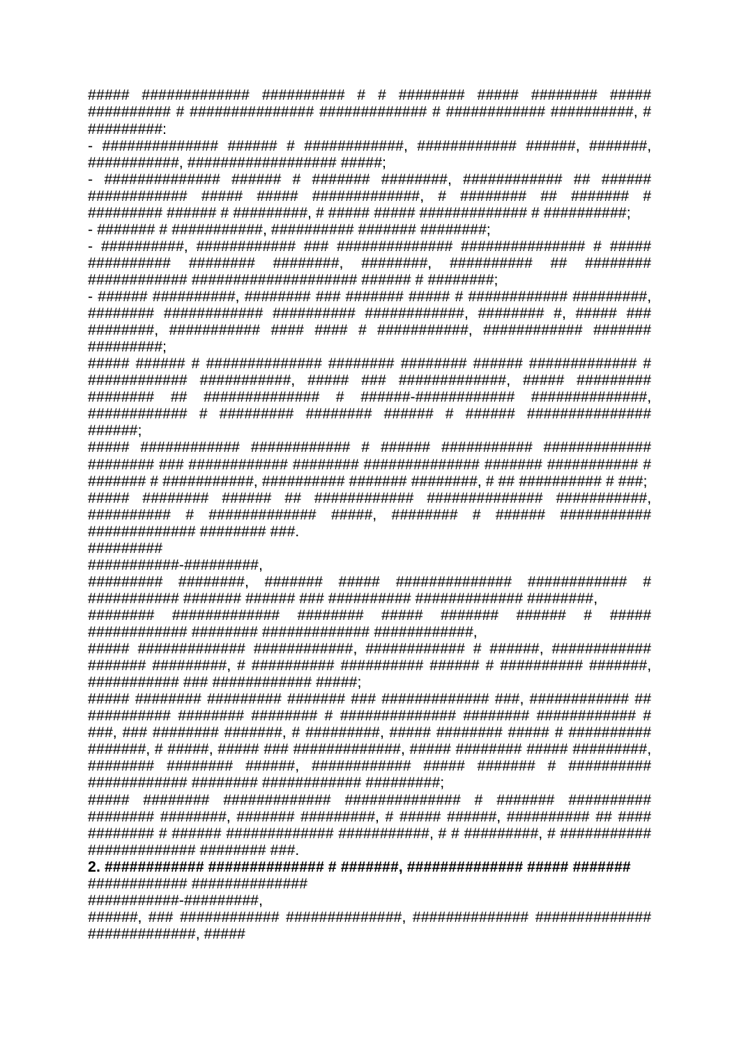##### ############# ########## # # ######## ##### ######## ##### ########## # ############### ############# # ############ ##########, # #########:

- ############# ###### # ############, ############ ######, #######, ###########, ################### #####;
- ############# ###### # ####### ########, ############ ## ###### ############ ##### ##### #############, # ######## ## ####### # ######### ###### # #########, # ##### ##### ############# # ##########;
- ####### # ###########, ########## ####### ########;
- ##########, ############ ### ############## ############### # ##### ########## ######## ########, ########, ########## ## ######## ############ ##################### ###### # ########;
- ###### ##########, ######## ### ####### ##### # ############# #########, ######## ############ ########## ############, ######## #, ##### ### ########, ########### #### #### # ###########, ############ ####### #########;

##### ###### # ############## ######## ######## ###### ############# # ############ ###########, ##### ### #############, ##### ######### ######## ## ############## # ######-############ ##############, ############ # ######### ######## ###### # ###### ############### ######;

##### ############ ############ # ###### ########### ############# ######## ### ############ ######## ############## ####### ############ # ####### # ###########, ########## ####### ########, # ## ########## # ###; ##### ######## ###### ## ############ ############## ###########, ########## # ############# #####, ######## # ###### ########### ############# ######## ###.

#########

###########-#########,

######### ########, ####### ##### ############## ############ # ########### ####### ###### ### ########## ############# ########,

######## ############# ######## ##### ####### ###### # ##### ############ ######## ############# ############,

##### ############# ############, ############ # ######, ############ ####### #########, # ########## ########## ###### # ########## #######, ########### ### ############# #####;

##### ######## ######### ####### ### ############## ###, ############ ## ########## ######## ######## # ############## ######## ############ # ###, ### ######## #######, # #########, ##### ######## ##### # ########## #######, # #####, ##### ### #############, ##### ######## ##### #########, ######## ######## ######, ############ ##### ####### # ########## ############ ######## ############ #########;

##### ######## ############# ############## # ####### ########## ######## ########, ####### #########, # ##### ######, ########## ## #### ######## # ###### ############# ###########, # # #########, # ########### ############# ######## ###.

**2. ############ ############## # #######, ############## ##### #######**

############ ##############

###########-#########,

######, ### ############ ##############, ############## ############## #############, #####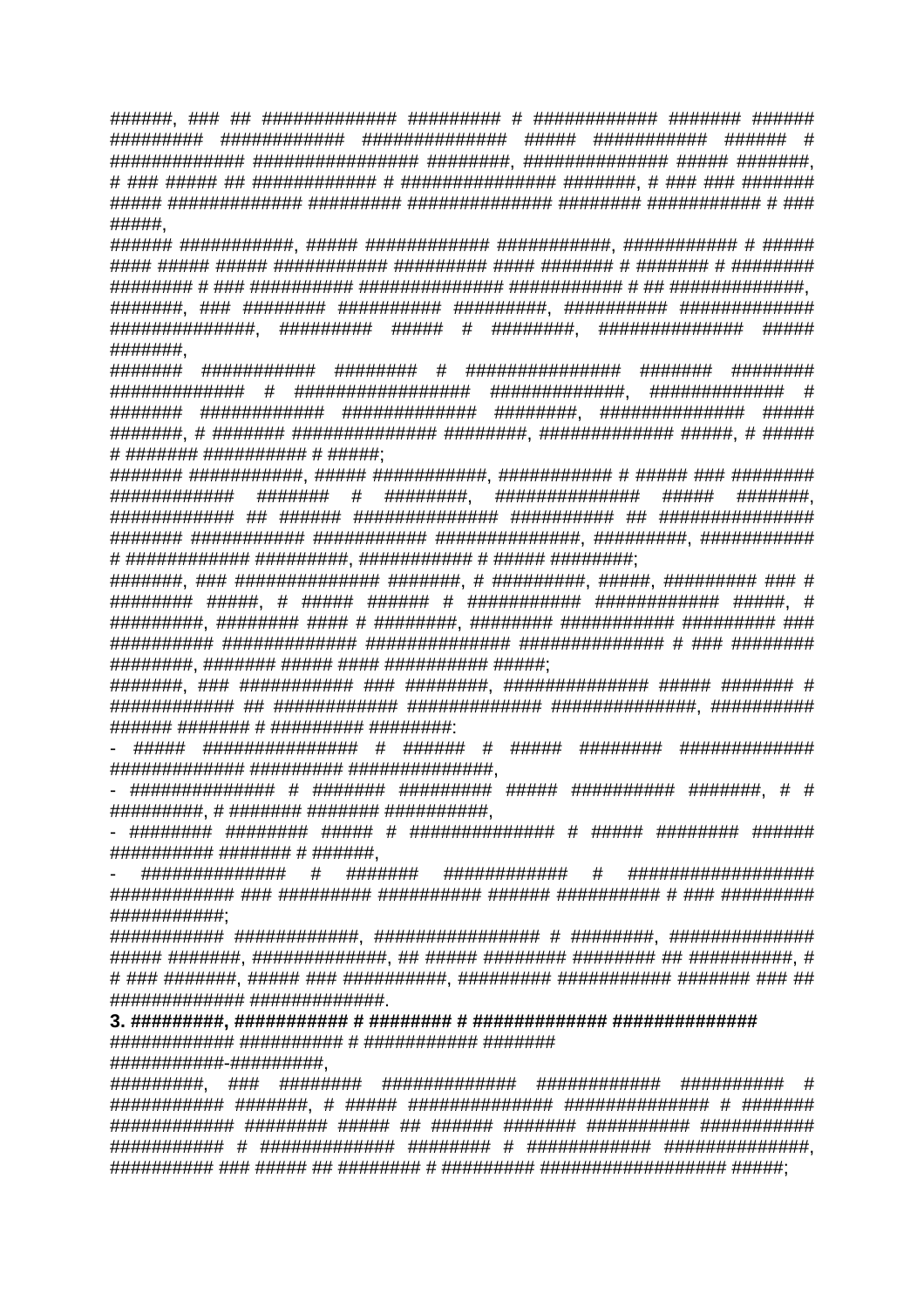######, ### ## ############# ######### # ############ ####### ###### ######### ############ ############## ##### ########### ###### # ############# ################ ########, ############## ##### #######, # ### ##### ## ############ # ############### #######, # ### ### ####### ##### ############# ######### ############## ######## ########### # ### #####,

###### ###########, ##### ############ ###########, ########### # ##### #### ##### ##### ########### ######### #### ####### # ####### # ######## ######## # ### ########## ############## ########### # ## #############, #######, ### ######## ########## #########, ########## ############# ##############, ######### ##### # ########, ############## ##### #######,

####### ########### ######## # ############### ####### ######## ############# # ################# #############, ############# # ####### ############ ############# ########, ############## ##### #######, # ####### ############## ########, ############# #####, # ##### # ####### ########## # #####;

####### ###########, ##### ###########, ########### # ##### ### ######## ############ ####### # ########, ############## ##### #######, ############ ## ###### ############## ########## ## ############### ####### ########### ########### ##############, #########, ########### # ############ #########, ########### # ##### ########;

#######, ### ############## #######, # #########, #####, ######### ### # ######## #####, # ##### ###### # ########### ############ #####, # #########, ######## #### # ########, ######## ########### ######### ### ########## ############# ############## ############## # ### ######## ########, ####### ##### #### ########## #####;

#######, ### ########### ### ########, ############### ##### ####### # ############ ## ############ ############# ##############, ########## ###### ####### # ######### ########:

- ##### ############### # ###### # ##### ######## ############# ############# ######### ###############,
- ############## # ####### ######### ##### ########## #######, # # #########, # ####### ####### ###########,
- ######## ######## ##### # ############## # ##### ######## ###### ########## ####### # ######,
- ############## # ####### ############ # ################## ############ ### ######### ########## ###### ########## # ### ######### ############;

########### ############, ################ # ########, ############## ##### #######, #############, ## ##### ######## ######## ## ##########, # # ### #######, ##### ### ##########, ######### ########### ####### ### ## ############# ##############.

**3. #########, ########### # ######## # ############# ##############**

############ ########## # ########### #######

###########-#########,

#########, ### ######## ############# ############ ########## # ########### #######, # ##### ############## ############## # ####### ############ ######## ##### ## ###### ####### ########## ########### ########### # ############# ######## # ############ ##############, ########## ### ##### ## ######## # ######### ################### #####;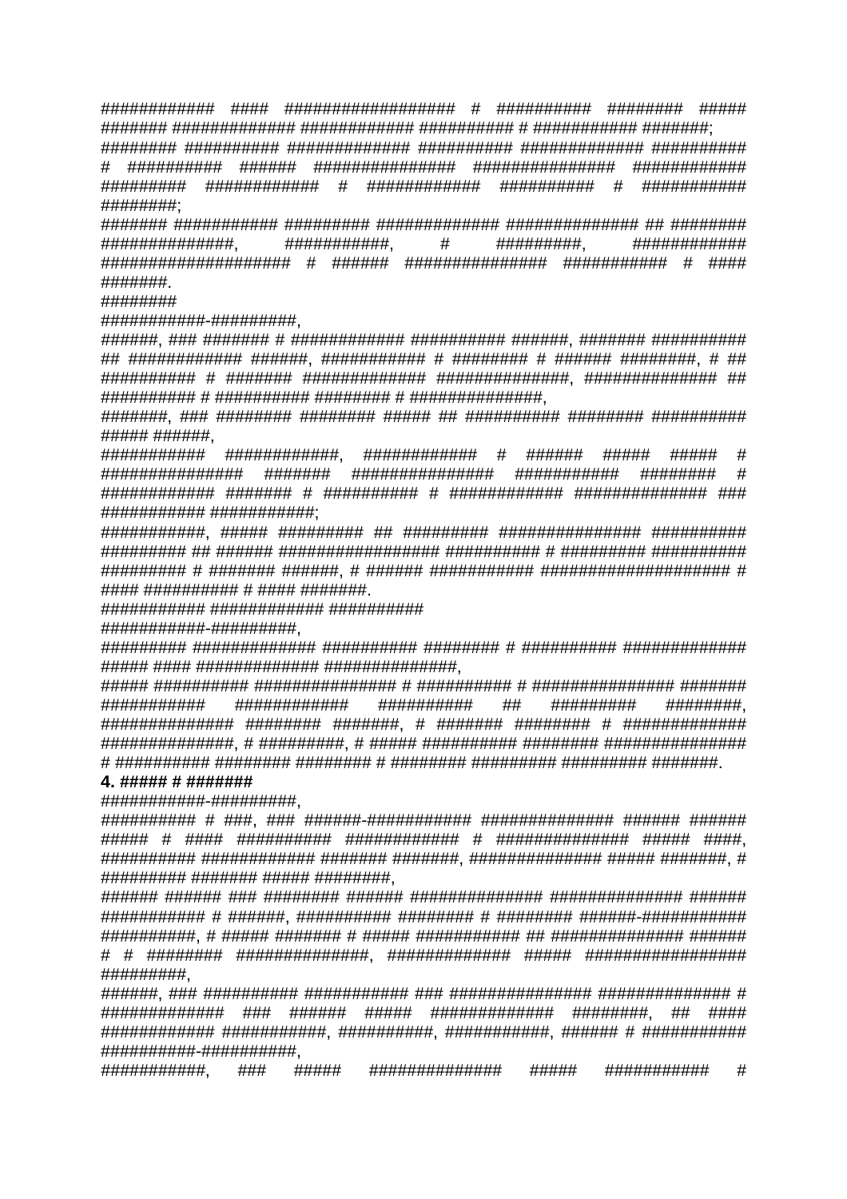############ #### ################## # ########## ######## ##### ####### ############# ############ ########## # ########### #######;

######## ########## ############# ########## ############# ########## # ########## ###### ############### ############### ########### ######### ############ # ############ ########## # ########### #########;

####### ########### ######### ############# ############## ## ######## ##############, ###########, # #########, ############ #################### # ###### ############### ########### # #### #######.

########

############-#########,

######, ### ####### # ############ ########## ######, ####### ########## ## ############ ######, ########### # ######## # ###### ########, # ## ########## # ####### ############# ##############, ############## ## ########## # ########## ######## # ##############,

#######, ### ######## ######## ##### ## ########## ######## ########## ##### ######,

########### ############, ############ # ###### ##### ##### # ############### ####### ############### ########### ######## # ############ ####### # ########## # ############ ############## ### ########### ###########;

###########, ##### ######### ## ######### ############### ########## ######### ## ###### ################# ########## # ######### ########## ######### # ####### ######, # ###### ########### #################### # #### ########## # #### #######.

########### ############ ##########

############-#########,

######### ############# ########## ######## # ########## ############# ##### #### ############# ###############,

##### ########## ############### # ########## # ############### ####### ########### ############ ########## ## ######### ########, ############## ######## #######, # ####### ######## # ############# ##############, # #########, # ##### ########## ######## ################ # ########## ######## ######## # ######## ######### ######### #######.

**4. ##### # #######**

############-#########,

########## # ###, ### ######-########### ############## ###### ###### ##### # #### ########## ############ # ############## ##### ####, ########## ############ ####### #######, ############## ##### #######, # ######### ####### ##### ########,

###### ###### ### ######## ###### ############## ############## ###### ########### # ######, ########## ######## # ######## ######-########### ##########, # ##### ####### # ##### ########### ## ############## ###### # # ######## ##############, ############# ##### ################# #########,

######, ### ########## ########### ### ############### ############## # ############# ### ###### ##### ############# ########, ## #### ############ ###########, ##########, ###########, ###### # ########### ##########-##########,

###########, ### ##### ############## ##### ########### #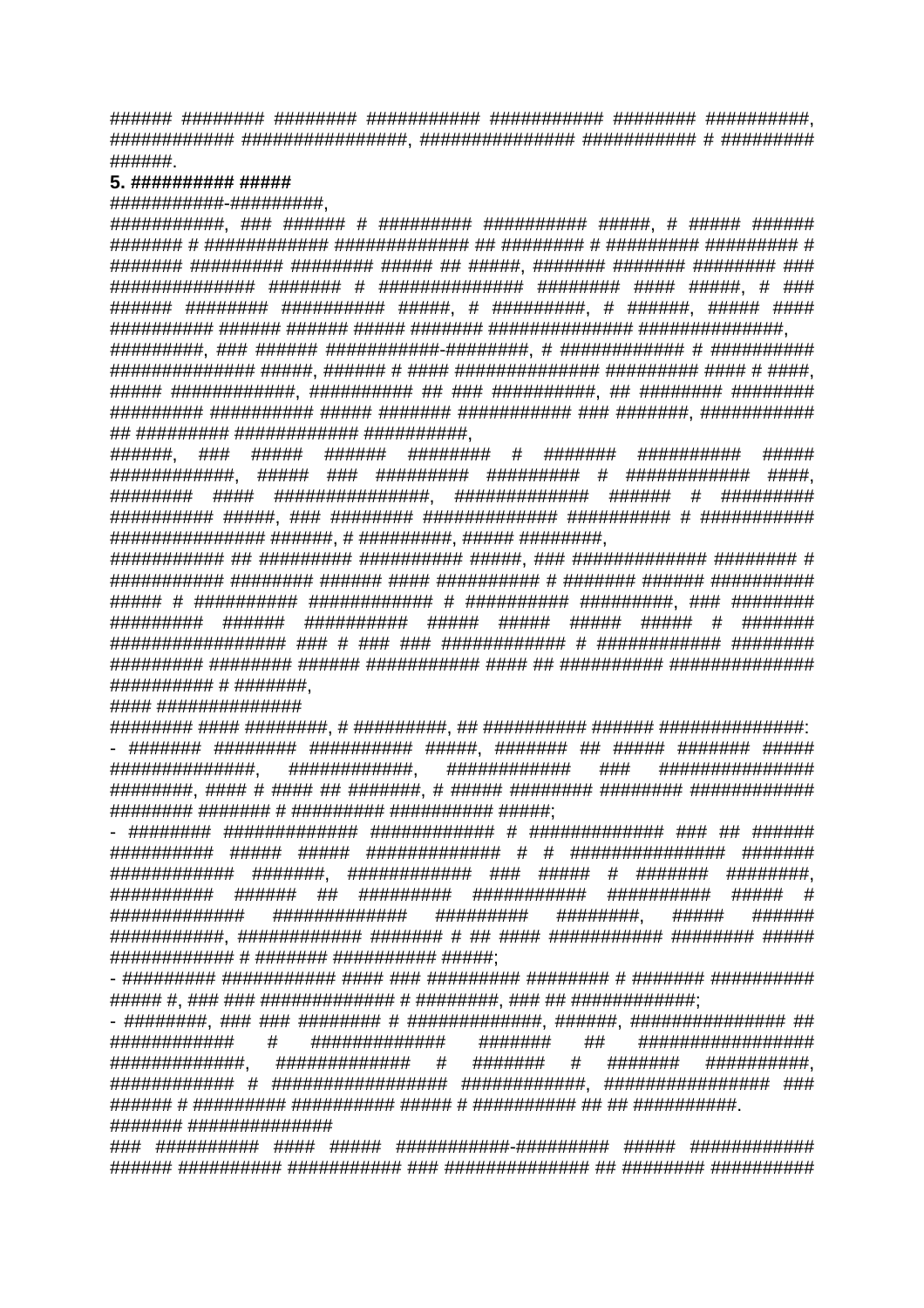###### ######## ######## ########### ########### ######## ##########, ############ ################, ############### ########### # ######### ######.

**5. ########## #####**

###########-#########,

###########, ### ###### # ######### ########## #####, # ##### ###### ####### # ############ ############# ## ######## # ######### ######### # ####### ######### ######## ##### ## #####, ####### ####### ######## ### ############## ####### # ############## ######## #### #####, # ### ###### ######## ########## #####, # #########, # ######, ##### #### ########## ###### ###### ##### ####### ############## ###############,

#########, ### ###### ###########-########, # ############ # ########## ############## #####, ###### # #### ############## ######### #### # ####, ##### ############, ########## ## ### ##########, ## ######## ######## ######### ########## ##### ####### ########### ### #######, ########### ## ######### ############ ##########,

######, ### ##### ###### ######## # ####### ########## ##### ############, ##### ### ######### ######### # ############ ####, ######## #### ###############, ############# ###### # ######### ########## #####, ### ######## ############# ########## # ########### ################ ######, # #########, ##### ########,

########### ## ######### ########## #####, ### ############# ######## # ########### ######## ###### #### ########## # ####### ###### ########## ##### # ########## ############ # ########## #########, ### ######## ######### ###### ########## ##### ##### ##### ##### # ####### ################# ### # ### ### ############ # ############ ######## ######### ######## ###### ########### #### ## ########## ############## ########## # #######,

#### ###############

######## #### ########, # #########, ## ########## ###### ###############:

- ####### ######## ########## #####, ####### ## ##### ####### ##### ###############, #############, ############# ### ############### ########, #### # #### ## #######, # ##### ######## ######## ############ ######## ####### # ######### ########## ######;
- ######## ############# ############ # ############# ### ## ###### ########## ##### ##### ############# # # ############### ####### ############ #######, ############ ### ##### # ####### ########, ########## ###### ## ######### ########### ########## ##### # ############# ############# ######### ########, ##### ###### ###########, ############ ####### # ## #### ########### ######## ##### ############ # ####### ########## #####;
- ######### ########### #### ### ######### ######## # ####### ########## ##### #, ### ### ############# # ########, ### ## #############;
- ########, ### ### ######## # #############, ######, ############### ## ############ # ############# ####### ## ################ #############, ############# # ####### # ####### ##########, ############ # ################# ############, ################ ### ###### # ######### ########## ##### # ########## ## ## ##########.

####### ##############

### ########## #### ##### ###########-######### ##### ############ ###### ########## ########### ### ############## ## ######## ##########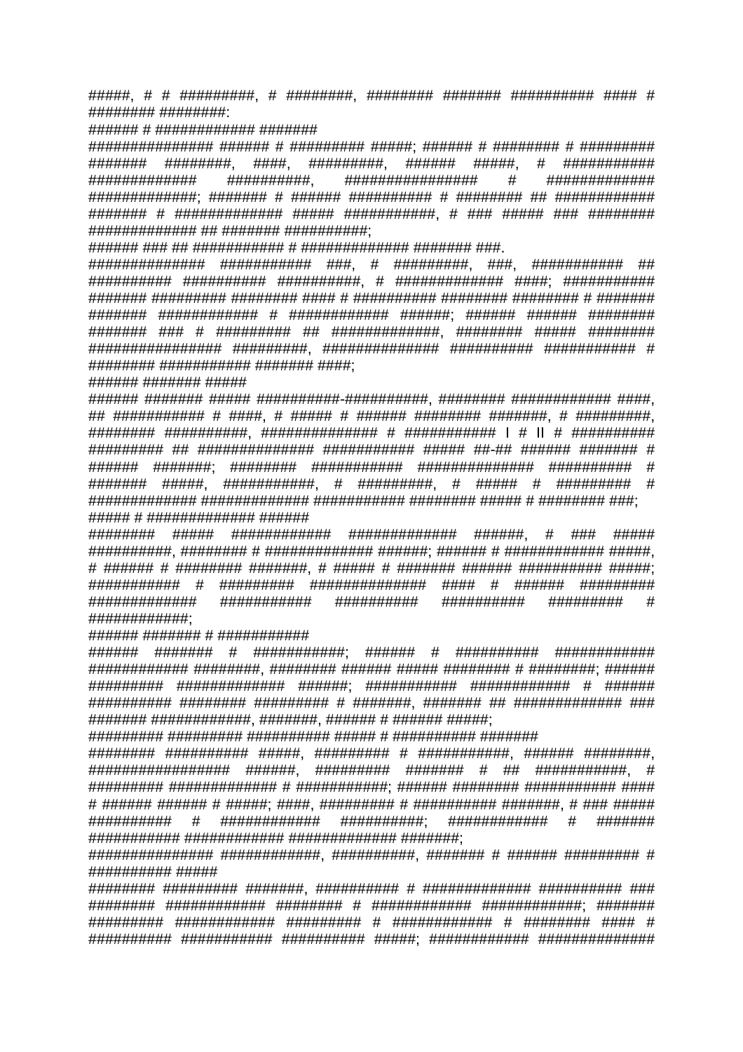#####, # # #########, # ########, ######## ####### ########## #### # ######## ########:

###### # ############ #######

############### ###### # ######### #####; ###### # ######## # ######### ####### ########, ####, #########, ###### #####, # ########### ############# ##########, ################ # ############# #############; ####### # ###### ########## # ######## ## ############ ####### # ############# ##### ###########, # ### ##### ### ######## ############# ## ####### ##########;

###### ### ## ########### # ############# ####### ###.

############## ########### ###, # #########, ###, ########### ## ########## ########## ##########, # ############# ####; ########### ####### ######### ######## #### # ########## ######## ######## # ####### ####### ############ # ############ ######; ###### ###### ######## ####### ### # ######### ## #############, ######## ##### ######## ################ #########, ############## ########## ########### # ######## ########### ####### ####;

###### ####### #####

###### ####### ##### ##########-##########, ######## ############ ####, ## ########### # ####, # ##### # ###### ######## #######, # #########, ######## ##########, ############## # ########### I # II # ########## ######### ## ############## ########### ##### ##-## ###### ####### # ###### #######; ######## ########### ############## ########## # ####### #####, ###########, # #########, # ##### # ######### # ############# ############# ########### ######## ##### # ######## ###;

##### # ############# ######

######## ##### ############ ############# ######, # ### ##### ##########, ######## # ############# ######; ###### # ############ #####, # ###### # ######## #######, # ##### # ####### ###### ########## #####; ########### # ######### ############## #### # ###### ######### ############# ########### ########## ########## ######### # #############;

###### ####### # ###########

###### ####### # ###########; ###### # ########## ############ ############ ########, ######## ###### ##### ######## # ########; ###### ######### ############# ######; ########### ############ # ###### ########## ######## ######### # #######, ####### ## ############# ### ####### ############, #######, ###### # ###### #####;

######### ######### ########## ##### # ########## #######

######## ########## #####, ######### # ###########, ###### ########, ################# ######, ######### ####### # ## ###########, # ######### ############# # ###########; ###### ######## ########### #### # ###### ###### # #####; ####, ######### # ########## #######, # ### ##### ########## # ############ ##########; ############ # ####### ########### ############ ############# #######;

############### ############, ##########, ####### # ###### ######### # ########## #####

######## ######### #######, ########## # ############# ########## ### ######## ############ ######## # ############ ############; ####### ######### ############ ######### # ############ # ######## #### # ########## ########### ########## #####; ############ #############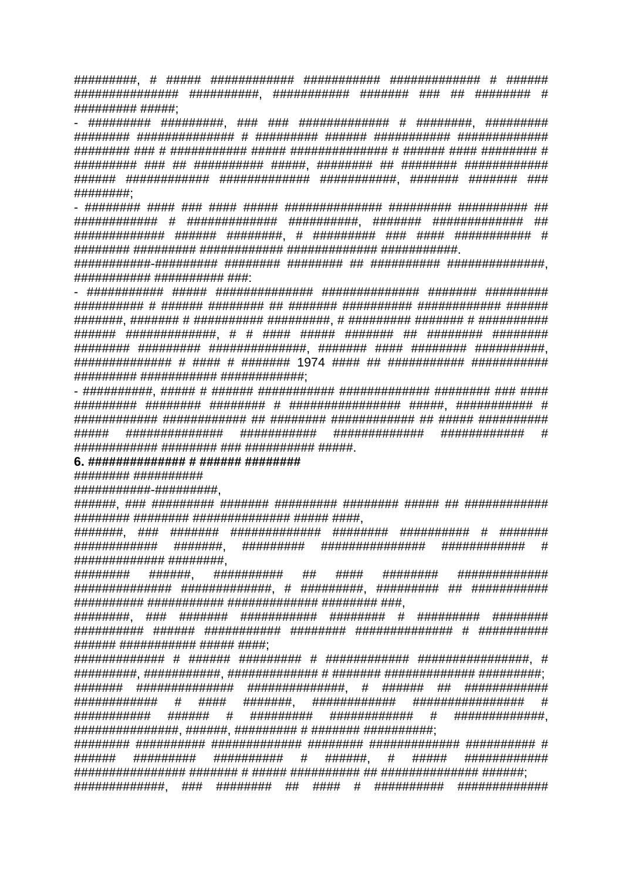#########, # ##### ############ ########### ############# # ###### ############### ##########, ########### ####### ### ## ######## # ######### #####;

- ######### #########, ### ### ############# # ########, ######### ######## ############# # ######### ###### ########### ############ ######## ### # ########### ##### ############## # ###### #### ######## # ######### ### ## ########## #####, ######## ## ######## ############ ###### ############ ############# ###########, ####### ####### ### ########;

- ######## #### ### #### ##### ############## ######### ########## ## ############ # ############# ##########, ####### ############# ## ############# ###### ########, # ######### ### #### ########### # ######## ######### ############ ############# ###########.

###########-######### ######## ######## ## ########## ##############, ########### ########## ###:

- ########### ##### ############## ############## ####### ######### ########## # ###### ######## ## ####### ########## ############ ###### #######, ####### # ########## #########, # ######### ####### # ########## ###### #############, # # #### ##### ####### ## ######## ######## ######## ######### ##############, ####### #### ######## ##########, ############## # #### # ####### 1974 #### ## ########### ########### ######### ########### ############;

- ##########, ##### # ###### ########### ############# ######## ### #### ######### ######## ######## # ################ #####, ########### # ############ ############ ## ######## ############ ## ##### ########## ##### ############## ########### ############# ############ # ############ ######## ### ########### #####.

**6. ############## # ###### ########**

######## ##########

###########-#########,

######, ### ######### ####### ######### ######## ##### ## ############ ######## ######## ############### ##### ####,

#######, ### ####### ############# ######## ########## # ####### ############ #######, ######### ############### ############ # ############## ########,

######## ######, ########## ## #### ######## ############# ############## #############, # #########, ######### ## ########### ########## ########### ############# ######## ###,

########, ### ####### ########### ######## # ######### ######## ########## ###### ########### ######## ############## # ########## ###### ########### ##### ####;

############# # ###### ######### # ############ ################, # #########, ###########, ############# # ####### ############# #########;

####### ############## ##############, # ###### ## ############ ############ # #### #######, ############ ################ # ########### ###### # ######### ############ # #############, ################, ######, ######### # ####### ##########;

######## ########## ############# ######## ############# ########## # ###### ######### ########## # ######, # ##### ############ ################ ####### # ##### ########## ## ############## ######;

#############, ### ######## ## #### # ######### ############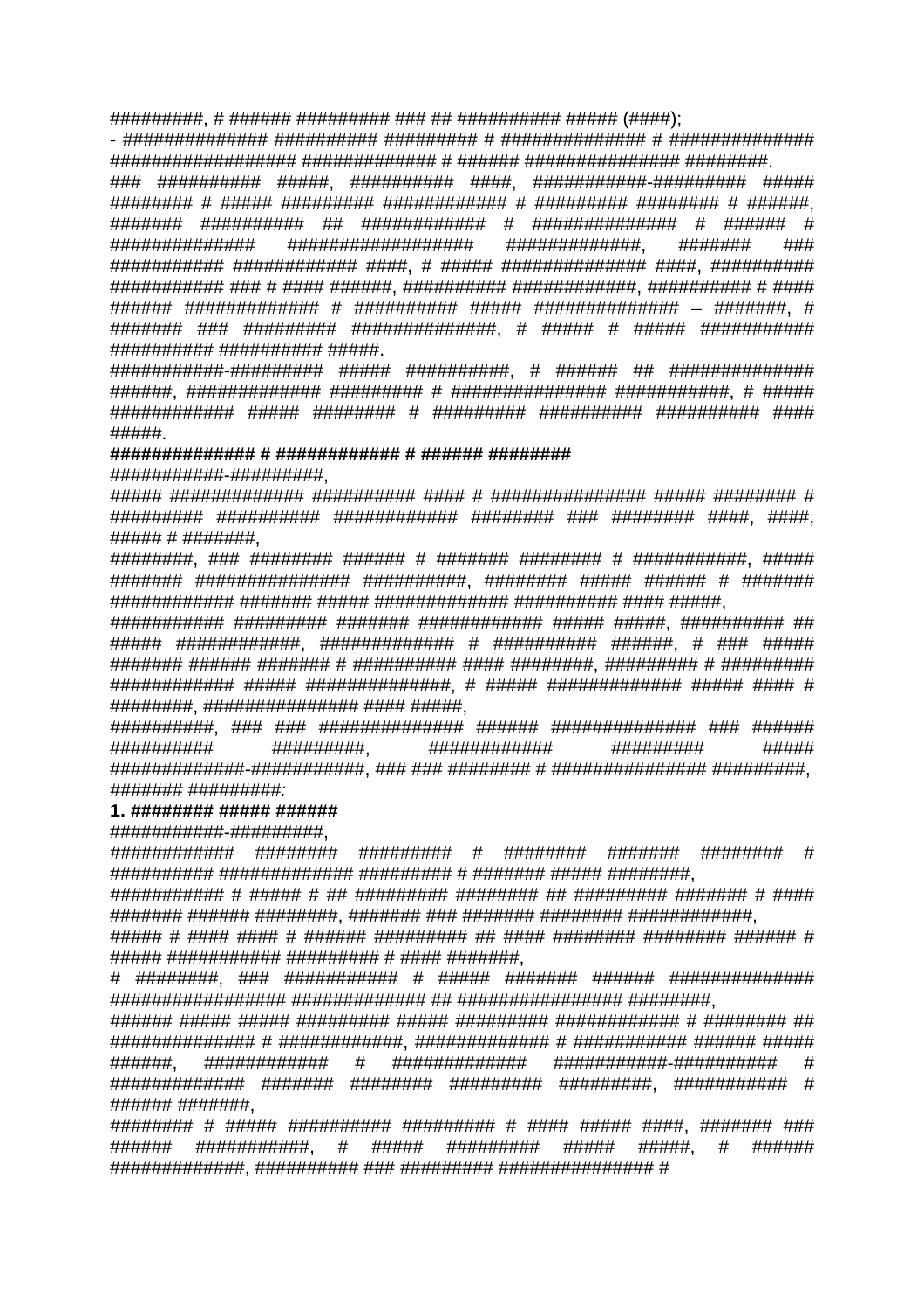#########, # ###### ######### ### ## ########## ##### (####);

- ############## ########## ######### # ############## # ############## ################## ############# # ###### ############### ########.

### ########## #####, ########## ####, ###########-######### ##### ######## # ##### ######### ############ # ######### ######## # ######, ####### ########## ## ############ # ############## # ###### # ############## ################## #############, ####### ### ########### ############ ####, # ##### ############## ####, ########## ########### ### # #### ######, ########## ############, ########## # #### ###### ############# # ########## ##### ############## – #######, # ####### ### ######### ##############, # ##### # ##### ########### ########## ########## #####.

###########-######### ##### ##########, # ###### ## ############## ######, ############# ######### # ############### ###########, # ##### ############ ##### ######## # ######### ########## ########## #### #####.

**############## # ############ # ###### ########**

###########-#########,

##### ############# ########## #### # ############### ##### ######## # ######### ########## ############ ######## ### ######## ####, ####, ##### # #######,

########, ### ######## ###### # ####### ######## # ###########, ##### ####### ############### ##########, ######## ##### ###### # ####### ############ ####### ##### ############# ########## #### #####,

########### ######### ####### ############ ##### #####, ########## ## ##### ############, ############## # ########## ######, # ### ##### ####### ###### ####### # ########## #### #########, ######### # ######### ############ ##### ##############, # ##### ############# ##### #### # ########, ############### #### #####,

##########, ### ### ############## ###### ############## ### ###### ########## #########, ############ ######### ##### ##############-###########, ### ### ######## # ############### #########,

*####### #########:*

**1. ######## ##### ######**

###########-#########,

############ ######## ######### # ######## ####### ######## # ########## ############# ######### # ####### ##### ########,

########### # ##### # ## ######### ######## ## ######### ####### # #### ####### ###### ########, ####### ### ####### ######## ############,

##### # #### #### # ###### ######### ## #### ######## ######## ###### # ##### ########### ######### # #### #######,

# ########, ### ########### # ##### ####### ###### ############## ################# ############# ## ################ ########,

###### ##### ##### ######### ##### ######### ############ # ######## ## ############## # ############, ############# # ########### ###### ##### ######, ############ # ############# ###########-########## # ############# ####### ######## ######### #########, ########### # ###### #######,

######## # ##### ########## ######### # #### ##### ####, ####### ### ###### ###########, # ##### ######### ##### #####, # ###### #############, ########## ### ######### ############### #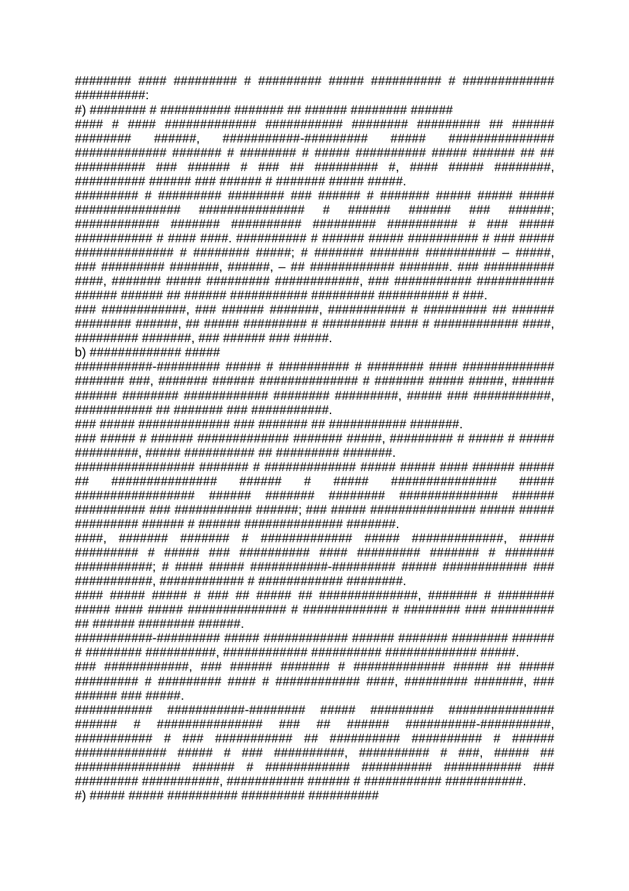######## #### ######### # ######### ##### ########## # ############# ##########:

#) ######## # ########## ####### ## ###### ######## ######

#### # #### ############# ########### ######## ######### ## ###### ######## ######, ###########-######### ##### ############### ############# ####### # ######## # ##### ########## ##### ###### ## ## ########## ### ###### # ### ## ######### #, #### ##### ########, ########## ###### ### ###### # ####### ##### #####.

######### # ######### ######## ### ###### # ####### ##### ##### ##### ############### ############### # ###### ###### ### ######; ############ ####### ########## ######### ########## # ### ##### ########### # #### ####. ########## # ###### ##### ########## # ### ##### ############# # ######## #####; # ####### ####### ########## – #####, ### ######### #######, ######, – ## ############ #######. ### ########## ####, ####### ##### ######### #############, ### ########### ########### ###### ###### ## ###### ########### ######### ########### # ###.

### ############, ### ###### #######, ########### # ######### ## ###### ######## ######, ## ##### ######### # ######### #### # ############ ####, ######### #######, ### ###### ### #####.

b) ############# #####

###########-######### ##### # ########## # ######## #### ############# ####### ###, ####### ###### ############### # ####### ##### #####, ###### ###### ######## ############ ######## #########, ##### ### ###########, ########### ## ####### ### ###########.

### ##### ############# ### ####### ## ########### #######.

### ##### # ###### ############# ####### #####, ######### # ##### # ##### #########, ##### ########### ## ######### #######.

################# ####### # ############# ##### ##### #### ###### ##### ## ############### ###### # ##### ############### ##### ################# ###### ####### ######## ############## ###### ########## ### ########### ######; ### ##### ############### ##### ##### ######### ###### # ###### ############### #######.

####, ####### ####### # ############# ##### #############, ##### ######### # ##### ### ########## #### ######### ####### # ####### ###########; # #### ##### ###########-######### ##### ############ ### ###########, ############ # ############ ########.

#### ##### ##### # ### ## ##### ## ##############, ####### # ######## ##### #### ##### ############## # ############ # ######## ### ######### ## ###### ######## ######.

###########-######### ##### ############ ###### ####### ######## ###### # ######## ##########, ############ ########## ############# #####.

### ############, ### ###### ####### # ############# ##### ## ##### ######### # ######### #### # ############ ####, ######### #######, ### ###### ### #####.

########### ###########-######## ##### ######### ############### ###### # ############### ### ## ###### ##########-##########, ########### # ### ########### ## ########## ########## # ###### ############# ##### # ### ##########, ########## # ###, ##### ## ############### ###### # ############ ########## ########### ### ######### ###########, ########### ###### # ########### ###########.

#) ##### ##### ########## ######### ##########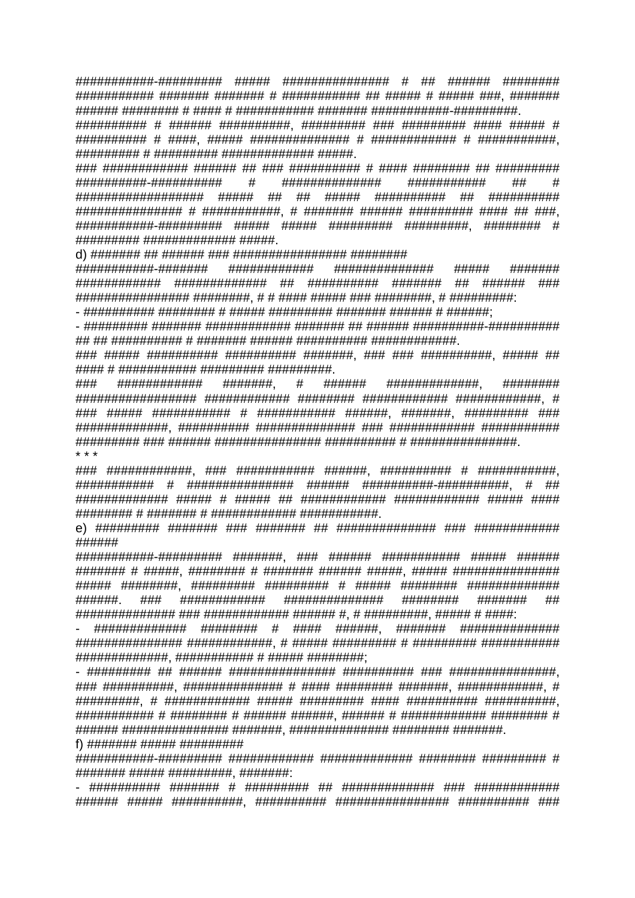###########-######### ##### ############### # ## ###### ######## ########### ####### ####### # ########### ## ##### # ##### ###, ####### ###### ######## # #### # ########### ####### ###########-#########.

########## # ###### ##########, ######### ### ######### #### ##### # ########## # ####, ##### ############## # ############ # ###########, ######### # ######### ############# #####.

### ############ ###### ## ### ########## # #### ######## ## ######### ##########-########## # ############## ########### ## # ################## ##### ## ## ##### ########## ## ########## ############### # ###########, # ####### ###### ######### #### ## ###, ###########-######### ##### ##### ######### #########, ######## # ######### ############# #####.

d) ####### ## ###### ### ################# ########

###########-####### ############ ############## ##### ####### ############ ############# ## ########## ####### ## ###### ### ################ ########, # # #### ##### ### ########, # #########:

- ########## ######## # ##### ######### ####### ###### # ######;
- ######### ####### ############ ####### ## ###### ##########-########## ## ## ########## # ####### ###### ########## ############.

### ##### ########## ########## #######, ### ### ##########, ##### ## #### # ########### ######### #########.

### ############ #######, # ###### #############, ######## ################# ############ ######## ############ ############, # ### ##### ########### # ########### ######, #######, ######### ### #############, ########## ############## ### ############ ########### ######### ### ###### ############### ########## # ################.

* * *

### ############, ### ########### ######, ########## # ###########, ########### # ############### ###### ##########-##########, # ## ############# ##### # ##### ## ############ ############ ##### #### ######## # ####### # ############ ###########.

e) ######### ####### ### ####### ## ############## ### ############ ######

############-######### #######, ### ###### ########### ##### ###### ####### # #####, ######## # ####### ###### #####, ##### ############### ##### ########, ######### ######### # ##### ######## ############# ######. ### ############ ############## ######## ####### ## ############## ### ############ ###### #, # #########, ##### # ####:

- ############# ######## # #### ######, ####### ############## ############### ############, # ##### ######### # ######### ########### #############, ########### # ##### ########;
- ######### ## ###### ############### ########## ### ###############, ### ##########, ############## # #### ######## #######, ############, # #########, # ############ ##### ######### #### ########## ##########, ########### # ######## # ###### ######, ###### # ############ ######## # ###### ############### #######, ############## ######## #######.

f) ####### ##### #########

###########-######### ############ ############# ######## ######### # ####### ##### #########, #######:

- ######### ####### # ######### ## ############# ### ############ ###### ##### ##########, ########## ################ ########## ###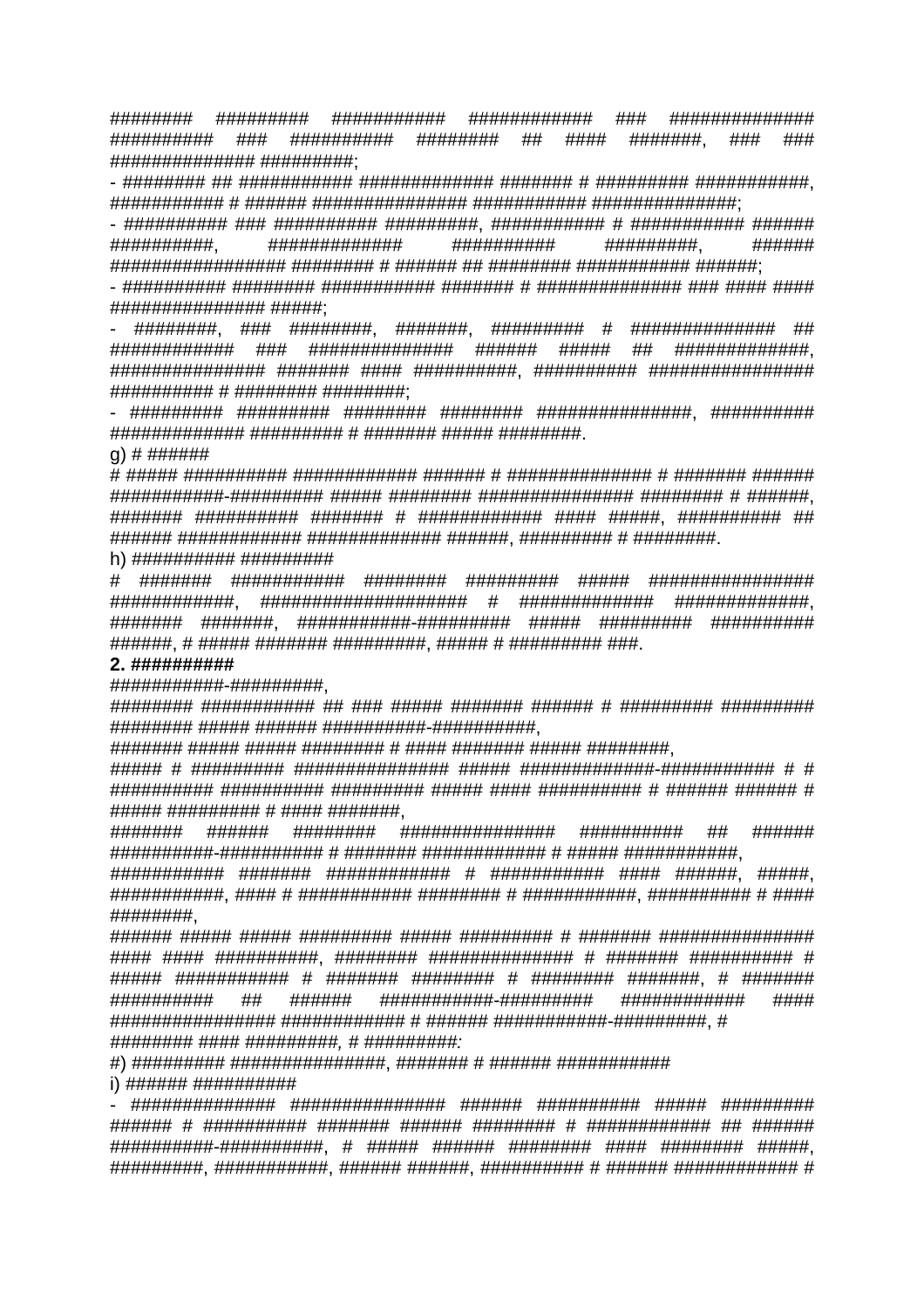######## ######### ########### ############ ### ############## ########## ### ########## ######## ## #### #######, ### ### ############## #########;

- ######## ## ########### ############# ####### # ######### ###########, ########### # ###### ################ ########### ##############;
- ########## ### ########## #########, ########### # ########### ###### ##########, ############# ########## #########, ###### ################# ######## # ###### ## ######## ########### ######;
- ########## ######## ########### ####### # ############## ### #### #### ################ #####;
- ########, ### ########, #######, ######### # ############## ## ############ ### ############### ###### ##### ## #############, ############### ####### #### ##########, ########## ################ ########## # ######## ########;
- ######### ######### ######## ######## ###############, ########## ############# ######### # ####### ##### ########.

g) # ######

# ##### ########## ############ ###### # ############## # ####### ###### ###########-######### ##### ######## ################ ######## # ######, ####### ########### ####### # ############ #### #####, ########## ## ###### ########### ############# ######, ######### # ########.

h) ########## #########

# ####### ########### ######## ######### ##### ################ ############, ###################### # ############# #############, ####### #######, ###########-######### ##### ######### ########## ######, # ##### ####### #########, ##### # ######### ###.

**2. ##########**

###########-#########,

######## ########### ## ### ##### ####### ###### # ######### ######### ######## ##### ###### ###########-###########,

####### ##### ##### ######## # #### ####### ##### ########,

##### # ######### ############### ##### #############-############ # # ########## ########## ######### ##### #### ########## # ###### ###### # ##### ######### # #### #######,

####### ###### ######## ############### ########## ## ###### ##########-########## # ####### ############ # ##### ###########,

########### ####### ############ # ########### #### ######, #####, ###########, #### # ########### ######## # ###########, ########## # #### ########,

###### ##### ##### ######### ##### ######### # ####### ############### #### #### ##########, ######## ############## # ####### ########## # ##### ########### # ####### ######## # ######## #######, # ####### ########## ## ###### ###########-######### ############ #### ################ ############ # ###### ###########-#########, # ######## #### #########, # #########:

#) ######### ###############, ####### # ###### ###########

i) ###### ##########

- ############# ############### ###### ########## ##### ######### ###### # ########## ####### ###### ######## # ############ ## ###### ##########-##########, # ##### ###### ######## #### ######## #####, #########, ###########, ###### ######, ########## # ###### ############ #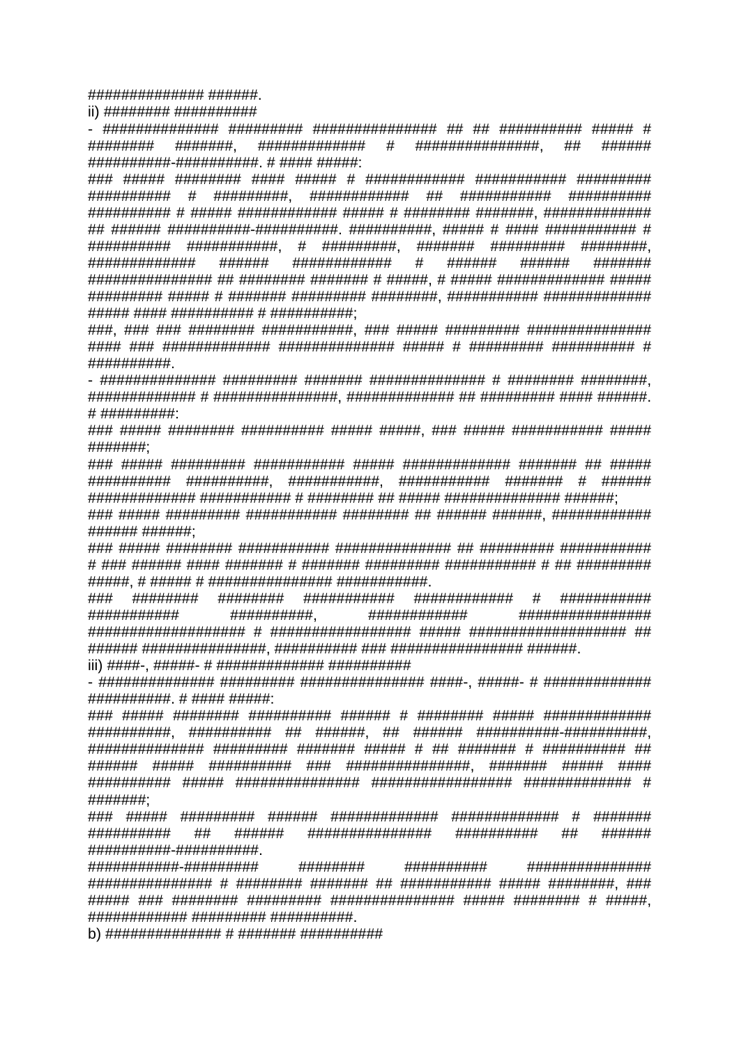############## ######.

ii) ######## ##########

- ############## ######### ############### ## ## ########## ##### # ######## #######, ############# # ###############, ## ###### ##########-##########. # #### #####:

### ##### ######## #### ##### # ############ ########### ######### ########## # #########, ############ ## ########### ########## ########## # ##### ############ ##### # ######## #######, ############## ## ###### ##########-###########. ##########, ##### # #### ########### # ########## ###########, # #########, ####### ######### ########, ############# ###### ############ # ###### ###### ####### ############### ## ######## ####### # #####, # ##### ############## ##### ######### ##### # ####### ######### ########, ########### ############# ##### #### ########## # ##########;

###, ### ### ######## ###########, ### ##### ######### ############### #### ### ############# ############## ##### # ######### ########## # ##########.

- ############## ######### ####### ############## # ######## ########, ############# # ################, ############# ## ######### #### ######. # #########:

### ##### ######## ########## ##### #####, ### ##### ########### ##### #######;

### ##### ######### ########### ##### ############# ####### ## ##### ########## ##########, ###########, ########### ####### # ###### ############# ########### # ######## ## ##### ############### ######;

### ##### ######### ########### ######## ## ###### ######, ############ ###### ######;

### ##### ######## ########### ############## ## ######### ########### # ### ###### #### ####### # ####### ######### ########### # ## ######### #####, # ##### # ############### ###########.

### ######## ######## ########### ############ # ########### ########### ##########, ############ ################ ################### # ################# ##### #################### ## ###### ###############, ########## ### ################ ######.

iii) ####-, #####- # ############# ##########

- ############## ######### ############### ####-, #####- # ############# ##########. # #### #####:

### ##### ######## ########## ###### # ######## ##### ############# ##########, ########## ## ######, ## ###### ##########-##########, ############## ######### ####### ##### # ## ####### # ########## ## ###### ##### ########## ### ###############, ####### ##### #### ########## ##### ############### ################# ############# # #######;

### ##### ######### ###### ############# ############# # ####### ########## ## ###### ############### ########## ## ###### ##########-##########.

###########-######### ######## ########## ############### ############### # ######## ####### ## ########### ##### ########, ### ##### ### ######## ######### ############### ##### ######## # #####, ############ ######### ###########.

b) ############## # ####### ##########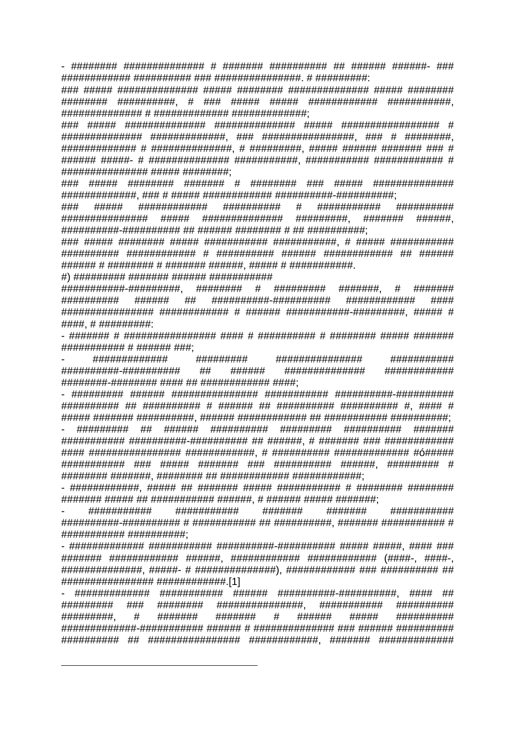- ######## ############## # ####### ########## ## ###### ######- ### ############ ########## ### ###############. # #########:

### ##### ############## ##### ######## ############## ##### ######## ######## ##########, # ### ##### ##### ############ ###########, ############## # ############# ##############;

### ##### ############## ############## ##### ################# # ############## #############, ### ################, ### # ########, ############# # ##############, # #########, ##### ###### ####### ### # ###### #####- # ############## ###########, ########### ############ # ################ ##### ########;

### ##### ######## ####### # ######## ### ##### ############## #############, ### # ##### ############ ###########-###########;

### ##### ############ ########## # ########### ########## ############### ##### ############## #########, ####### ######, ##########-########## ## ###### ######## # ## ##########;

### ##### ######## ##### ########### ###########, # ##### ########### ########## ############ # ########## ###### ############ ## ###### ###### # ######## # ####### ######, ##### # ###########.

#) ######### ####### ###### ###########

###########-#########, ######## # ######### #######, # ####### ########## ###### ## ##########-########## ############ #### ################ ############ # ###### ###########-#########, ##### # ####, # #########:

- ####### # ################ #### # ########## # ######## ##### ####### ########### # ###### ###;
- ############# ######### ############### ########### ##########-########## ## ###### ############## ############ ########-######## #### ## ############ ####;
- ######### ###### ############### ########### ##########-########## ########## ## ########## # ###### ## ########## ########## #, #### # ##### ####### ##########, ###### ############ ## ########### ##########;
- ######### ## ###### ########## ######### ########## ####### ########### ##########-########### ## ######, # ####### ### ############ #### ################ ############, # ########## ############# #ó##### ########### ### ##### ####### ### ########## ######, ######### # ######## #######, ######## ## ############ ############;
- ############, ##### ## ####### ##### ########### # ######## ######## ####### ##### ## ############ ######, # ###### ##### #######;
- ########### ########### ####### ####### ########### ##########-########## # ########### ## ##########, ####### ########### # ########### ##########;
- ############# ########### ##########-########## ##### #####, #### ### ####### ############ ######, ############ ############ (####-, ####-, ##############, #####- # ##############), ############ ### ########## ## ################ #############.[1]
- ############# ########### ###### ##########-##########, #### ## ######### ### ######## ###############, ########### ########## #########, # ####### ####### # ###### ##### ########## #############-########### ###### # ############## ### ###### ########## ########## ## ################ ############, ####### ############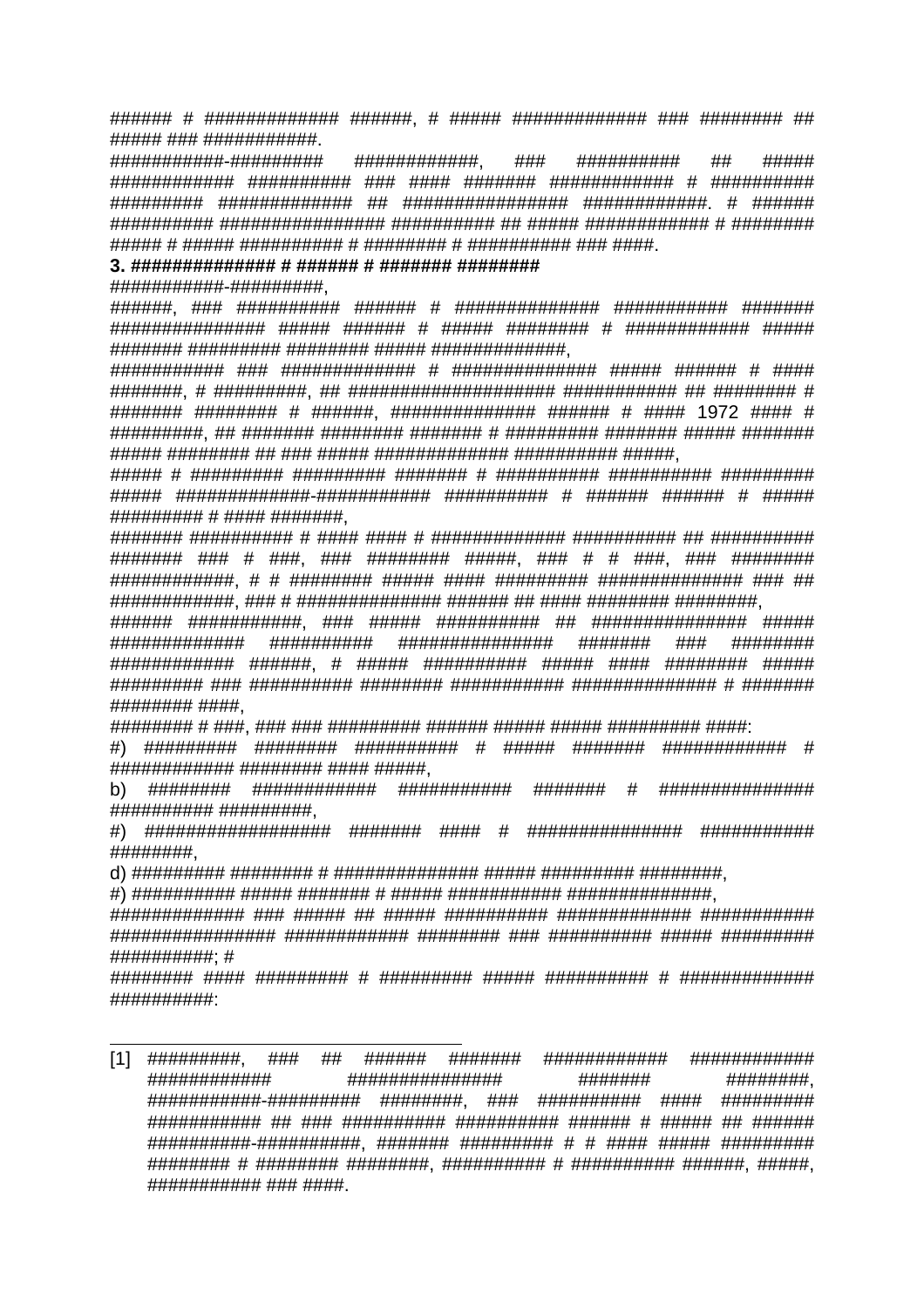###### # ############# ######, # ##### ############# ### ######## ## ##### ### ###########.

###########-######### ############, ### ########## ## ##### ############ ########## ### #### ####### ############ # ########## ######### ############# ## ################ ############. # ###### ########## ################ ########## ## ##### ############ # ######## ##### # ##### ########## # ######## # ########## ### ####.

**3. ############## # ###### # ####### ########**

###########-#########,

######, ### ########## ###### # ############## ########### ####### ############### ##### ###### # ##### ######## # ############ ##### ####### ######### ######## ##### ##############,

########### ### ############# # ############### ##### ###### # #### #######, # #########, ## #################### ########### ## ######## # ####### ######## # ######, ############## ###### # #### 1972 #### # #########, ## ####### ######## ####### # ######### ####### ##### ####### ##### ######## ## ### ##### ############# ########## #####,

##### # ######### ######### ####### # ########## ########## ######### ##### #############-########### ########## # ###### ###### # ##### ######### # #### #######,

####### ########## # #### #### # ############# ########## ## ########## ####### ### # ###, ### ######## #####, ### # # ###, ### ######## ############, # # ######## ##### #### ######### ############## ### ## ############, ### # ############### ###### ## #### ######## #########,

###### ###########, ### ##### ########## ## ############### ##### ############# ########### ################ ####### ### ######## ############ ######, # ##### ########## ##### #### ######## ##### ######### ### ########## ######## ########### ############## # ####### ######## ####,

######## # ###, ### ### ######### ###### ##### ##### ######### ####:

#) ######### ######## ########## # ##### ####### ############ # ############ ######## #### #####,

b) ######## ############ ########### ####### # ############### ########## #########,

#) ################## ####### #### # ############### ########### ########,

d) ######### ######## # ############### ##### ######### ########,

#) ########## ##### ####### # ##### ########### ###############,

############# ### ##### ## ##### ########## ############# ########### ################ ############ ######## ### ########## ##### ######### ##########; #

######## #### ######### # ######### ##### ########## # ############# ##########:

---

[1] #########, ### ## ###### ####### ############ ############ ############ ################ ####### ########, ###########-######### ########, ### ########## #### ######### ########### ## ### ########## ########## ###### # ##### ## ###### ##########-##########, ####### ######### # # #### ##### ######### ######## # ######## ########, ########## # ########## ######, #####, ########### ### ####.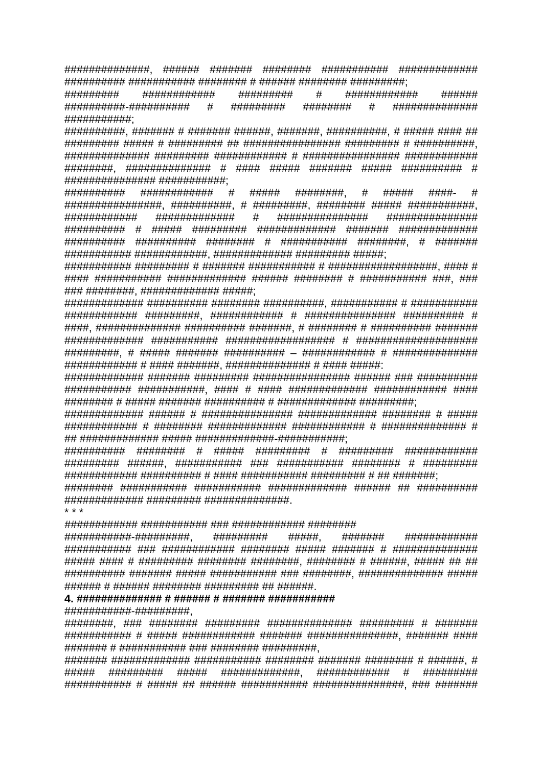##############, ###### ####### ######## ########### ############# ########## ########### ######## # ###### ######## #########;

######### ############ ######### # ############ ###### ##########-########## # ######### ######## # ############## ###########;

##########, ####### # ####### ######, #######, ##########, # ##### #### ## ######### ##### # ######### ## ################ ######### # ##########, ############## ######### ############ # ################ ############ ########, ############## # #### ##### ####### ##### ########## # ############### ############;

########## ############ # ##### ########, # ##### ####- # ################, ##########, # #########, ######## ##### ###########, ############ ############# # ############### ############### ########## # ##### ######### ############# ####### ############# ########## ########## ######## # ########### ########, # ####### ########### ############, ############## ######### #####;

########### ######### # ####### ########### # ##################, #### # #### ########### ############# ###### ######## # ########### ###, ### ### ########, ############# #####;

############# ########## ######## ##########, ########### # ########### ############ #########, ############ # ############### ########## # ####, ############## ########## #######, # ######## # ########## ####### ############# ########### ################### # ##################### #########, # ##### ####### ########## – ############ # ############## ############ # #### #######, ############## # #### #####:

############# ####### ######### ################ ###### ### ########## ########### ###########, #### # #### ############# ############# #### ######## # ##### ####### ########## # ############# #########;

############# ###### # ############### ############# ######## # ##### ############ # ######## ############# ############ # ############## # ## ############# ##### #############-###########;

########## ######## # ##### ######### # ######### ############ ######### ######, ########### ### ########### ######## # ######### ############ ########## # #### ########### ######### # ## #######;

######## ########### ########### ############# ###### ## ########## ############# ######### ###############.

* * *

############ ########### ### ############ ########

###########-#########, ######### #####, ####### ############ ########### ### ############ ######## ##### ####### # ############## ##### #### # ######### ######## ########, ######## # ######, ##### ## ## ########## ####### ##### ########### ### ########, ############## ##### ###### # ###### ######## ######### ## ######.

**4. ############## # ###### # ####### ###########**

###########-#########,

########, ### ######## ######### ############## ######### # ####### ########### # ##### ############ ####### ###############, ####### #### ####### # ########### ### ######## #########,

####### ############# ########### ######## ####### ######## # ######, # ##### ######### ##### #############, ############ # ######### ########### # ##### ## ###### ########### ###############, ### #######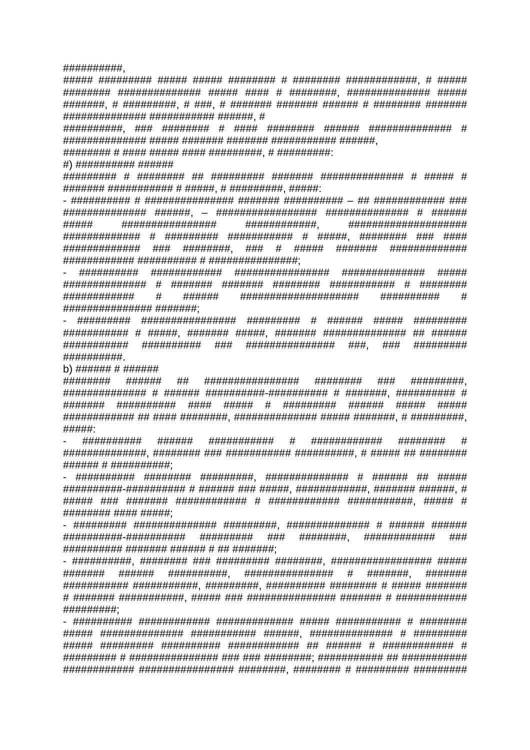##########,

##### ######### ##### ##### ######## # ######## ############, # ##### ######## ############## ##### #### # ########, ############## ##### #######, # #########, # ###, # ####### ####### ###### # ######## ####### ############## ########### ######, #

##########, ### ######## # #### ######## ###### ############## # ############## ##### ####### ####### ########### ######,

######## # #### ##### #### #########, # #########:

#) ########## ######

######### # ######## ## ######### ####### ############# # ##### # ####### ########### # #####, # #########, #####:

- ########## # ############### ####### ########## – ## ############ ### ############# ######, – ################ ############## # ###### ##### ################ ############, #################### ############# # ######### ########### # #####, ######## ### #### ############# ### ########, ### # ##### ####### ############# ############ ########## # ################;
- ########## ############ ################ ############## ##### ############## # ####### ####### ######## ########### # ######## ############ # ###### #################### ########## # ################ #######;
- ######### ################ ######### # ###### ##### ######### ########### # #####, ####### #####, ####### ############## ## ###### ########### ########## ### ############### ###, ### ######### ##########.

b) ###### # ######

######## ###### ## ################ ######## ### #########, ############## # ###### ##########-########## # #######, ########## # ####### ########## #### ##### # ######### ###### ##### ##### ############ ## #### ########, ############## ##### #######, # #########, #####:

- ########## ###### ########### # ############ ######## # ##############, ######## ### ########### ##########, # ##### ## ######## ###### # ##########;
- ########## ######## #########, ############## # ###### ## ##### ##########-########## # ###### ### #####, ############, ####### ######, # ##### ### ####### ############ # ############ ###########, ##### # ######## #### #####;
- ######### ############## #########, ############## # ###### ###### ##########-########## ######### ### ########, ############ ### ########## ####### ###### # ## #######;
- ##########, ######## ### ######### ########, ################# ##### ####### ###### ##########, ############### # #######, ####### ########### ###########, #########, ########## ######## # ##### ####### # ####### ###########, ##### ### ############### ####### # ############ #########;
- ########## ############ ############# ##### ########### # ######## ##### ############## ########### ######, ############## # ######### ##### ######### ########## ########### ## ###### # ############ # ######### # ############### ### ### ########; ########### ## ########### ############ ################ ########, ######## # ######### #########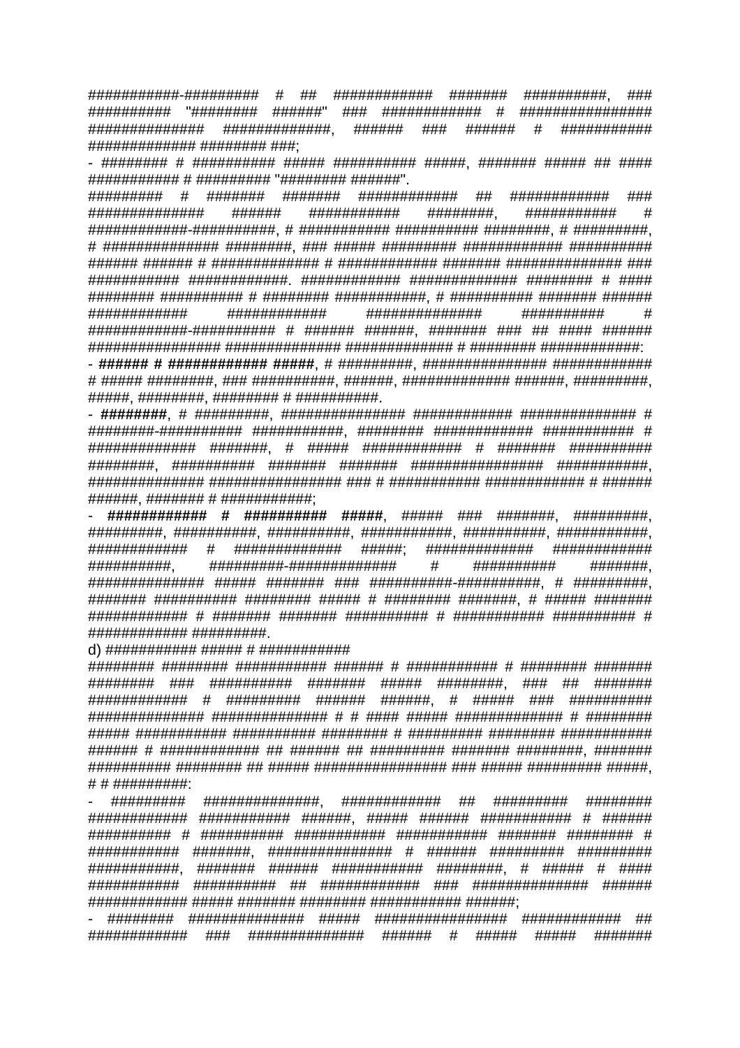###########-######### # ## ############ ####### ##########, ### ########## "######## ######" ### ############ # ################ ############## #############, ###### ### ###### # ########### ############# ######## ###;

- ######## # ########## ##### ########## #####, ####### ##### ## #### ########### # ######### "######## ######".

######### # ####### ####### ############ ## ############ ### ############## ###### ########### ########, ########### # ############-##########, # ########### ########## ########, # #########, # ############## ########, ### ##### ######### ############ ########## ###### ###### # ############# # ############ ####### ############## ### ########### ############. ############ ############# ######## # #### ######## ########## # ######## ###########, # ########## ####### ###### ############ ############ ############## ########## # ############-########## # ###### ######, ####### ### ## #### ###### ################ ############## ############# # ######## ############:

- **###### # ############ #####**, # #########, ############### ############ # ##### ########, ### ##########, ######, ############# ######, #########, #####, ########, ######## # ##########.

- **########**, # #########, ############### ############ ############## # ########-########## ###########, ######## ############ ########### # ############# #######, # ##### ############ # ####### ########## ########, ########## ####### ####### ################ ###########, ############## ################ ### # ########### ############ # ###### ######, ####### # ###########;

- **############ # ########## #####**, ##### ### #######, #########, #########, ##########, ###########, ###########, ##########, ###########, ############ # ############# #####; ############# ############ ##########, #########-############# # ########## #######, ############## ##### ####### ### ##########-##########, # #########, ####### ########## ######## ##### # ######## #######, # ##### ####### ############ # ####### ####### ########## # ########### ########## # ############ #########.

d) ########### ##### # ###########

######## ######## ########### ###### # ########### # ######## ####### ######## ### ########## ####### ##### ########, ### ## ####### ############ # ######### ###### ######, # ##### ### ########## ############## ############## # # #### ##### ############# # ######## ##### ########### ########## ######## # ######### ######## ########### ###### # ############ ## ###### ## ######### ####### ########, ####### ########## ######## ## ##### ################ ### ##### ######### #####, # # #########:

- ######### ##############, ############ ## ######### ######## ############ ########### ######, ##### ###### ########### # ###### ########## # ########## ########### ########### ####### ######## # ########### #######, ############### # ###### ######### ######### ###########, ####### ###### ########### ########, # ##### # #### ########### ########## ## ############ ### ############## ###### ############ ##### ####### ######## ########### ######;

- ######## ############## ##### ################ ############ ## ############ ### ############## ###### # ##### ##### #######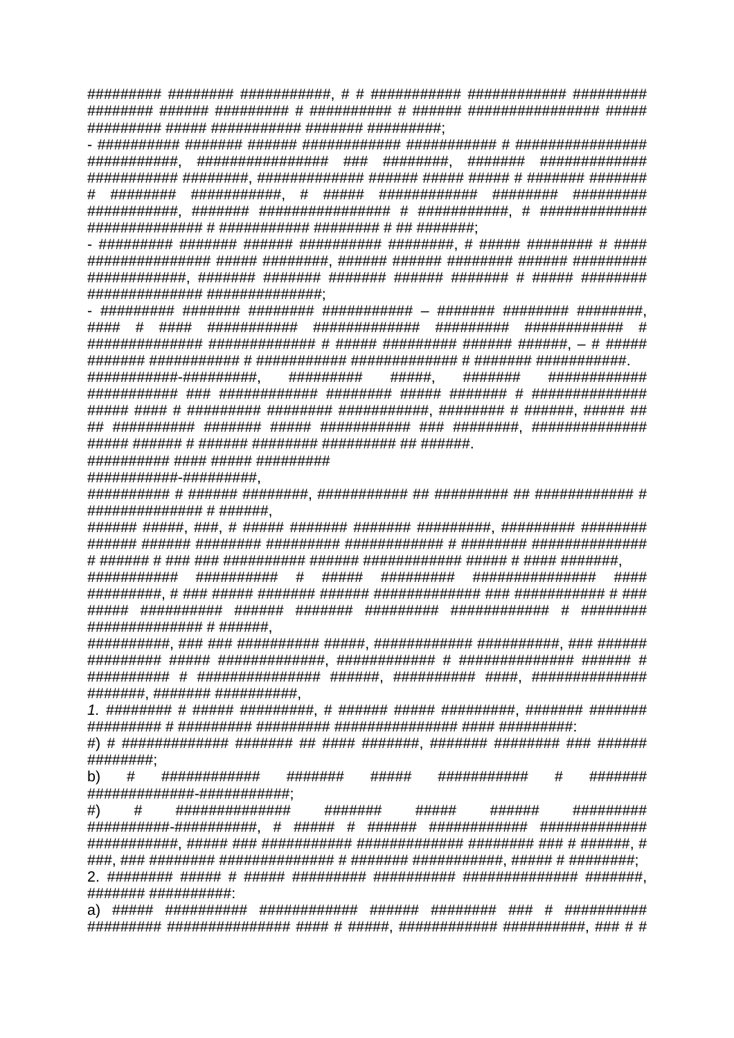######### ######## ###########, # # ########### ############ ######### ######## ###### ######### # ########## # ###### ################ ##### ######### ##### ########### ####### #########;

- ########## ####### ###### ############ ########### # ################ ###########, ################ ### ########, ####### ############# ########### ########, ############# ###### ##### ##### # ####### ####### # ######## ###########, # ##### ############ ######## ######### ###########, ####### ################ # ###########, # ############# ############## # ########### ######## # ## #######;

- ######### ####### ###### ########## ########, # ##### ######## # #### ############### ##### ########, ###### ###### ######## ###### ######### #############, ####### ####### ####### ###### ####### # ##### ######## ############## ###############;

- ######### ####### ######## ########### – ####### ######## ########, #### # #### ########### ############# ######### ############ # ############## ############# # ##### ######### ###### ######, – # ##### ####### ########### # ########### ############# # ####### ###########.

###########-#########, ######### #####, ####### ############ ########### ### ############ ######## ##### ####### # ############## ##### #### # ######### ######## ###########, ######## # ######, ##### ## ## ########## ####### ##### ########### ### ########, ############## ##### ###### # ###### ######## ######### ## ######.

########## #### ##### #########

###########-#########,

########## # ###### ########, ########### ## ######### ## ############ # ############## # ######,

###### #####, ###, # ##### ####### ####### #########, ######### ######## ###### ###### ######## ######### ############ # ######## ############### # ###### # ### ### ########## ###### ############ ##### # #### #######,

########### ########## # ##### ######### ############### #### #########, # ### ##### ####### ###### ############# ### ########### # ### ##### ########## ###### ####### ######### ############ # ######## ############## # ######,

##########, ### ### ########### #####, ############ ##########, ### ###### ######### ##### #############, ############ # ############## ###### # ########## # ############### ######, ########## ####, ############## #######, ####### ##########,

*1.* ######## # ##### #########, # ###### ##### #########, ####### ####### ######### # ######### ######### ############### #### #########:

#) # ############# ####### ## #### #######, ####### ######## ### ###### ########;

b) # ############ ####### ##### ########### # ####### #############-###########;

#) # ############## ####### ##### ###### ######### ##########-##########, # ##### # ###### ############ ############# ###########, ##### ### ########### ############# ######## ### # ######, # ###, ### ######## ############## # ####### ###########, ##### # ########;

2. ######## ##### # ##### ######### ########## ############## #######, ####### ##########:

a) ##### ########## ############ ###### ######## ### # ########## ######### ############### #### # #####, ############ ##########, ### # #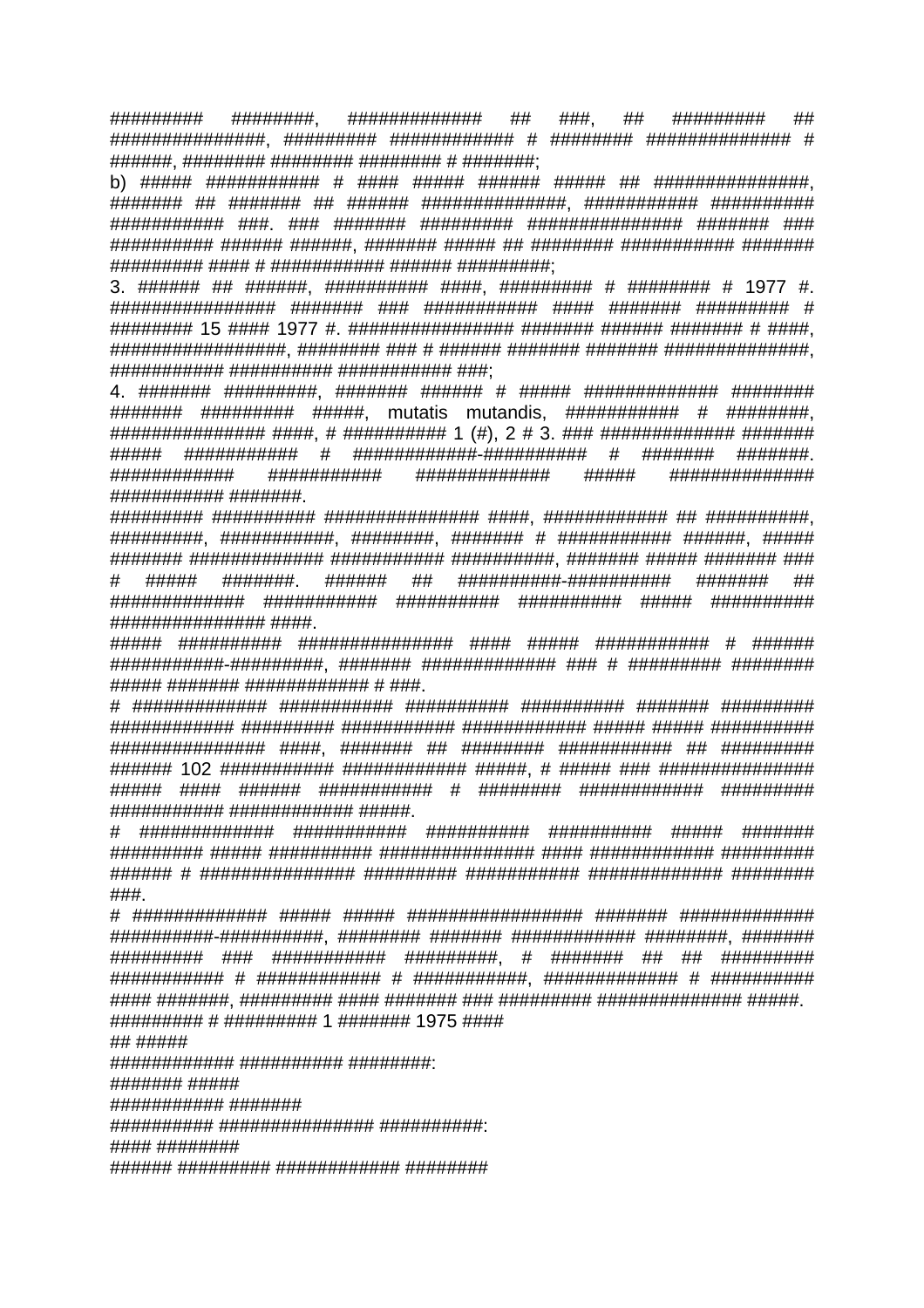######### ########, ############# ## ###, ## ######### ## ###############, ######### ############ # ######## ############## # ######, ######## ######## ######## # #######;

b) ##### ########### # #### ##### ###### ##### ## ###############, ####### ## ####### ## ###### ###############, ############ ########## ############ ###. ### ####### ######### ################ ####### ### ########## ###### ######, ####### ##### ## ######## ########### ####### ######### #### # ########### ###### #########;

3. ###### ## ######, ########## ####, ######### # ######## # 1977 #. ################ ####### ### ########### #### ####### ######### # ######## 15 #### 1977 #. ################ ####### ###### ####### # ####, ##################, ######## ### # ###### ####### ####### ###############, ########### ########## ############ ###;

4. ####### #########, ####### ###### # ##### ############# ######## ####### ######### #####, mutatis mutandis, ########### # ########, ############### ####, # ########## 1 (#), 2 # 3. ### ############# ####### ##### ########### # ############-########## # ####### #######. ############ ########### ############# ##### ############## ############ #######.

######### ########## ################ ####, ############ ## ##########, #########, ###########, ########, ####### # ########### ######, ##### ####### ############# ############ ###########, ####### ##### ####### ### # ##### #######. ###### ## ##########-########## ####### ## ############# ############ ########## ########## ##### ########## ################ ####.

##### ########## ################ #### ##### ########### # ###### ###########-#########, ####### ############# ### # ######### ######## ##### ####### ############ # ###.

# ############# ############ ########## ########## ####### ######### ############ ######### ############ ############# ##### ##### ########## ################ ####, ####### ## ######## ############ ## ######### ###### 102 ########### ############# #####, # ##### ### ################ ##### #### ###### ############ # ######## ############ ######### ########### ############# #####.

# ############# ############ ########## ########## ##### ####### ######### ##### ########## ################ #### ############ ######### ###### # ################ ######### ############ ############# ######## ###.

# ############# ##### ##### ################# ####### ############# ##########-###########, ######## ####### ############ ########, ####### ######### ### ########### #########, # ####### ## ## ######### ########### # ############ # ###########, ############# # ########## #### #######, ######### #### ####### ### ######### ############## #####.

######### # ######### 1 ####### 1975 ####

## #####

############ ########## ########:

####### #####

########### #######

########## ############### ##########:

#### ########

###### ######### ############ ########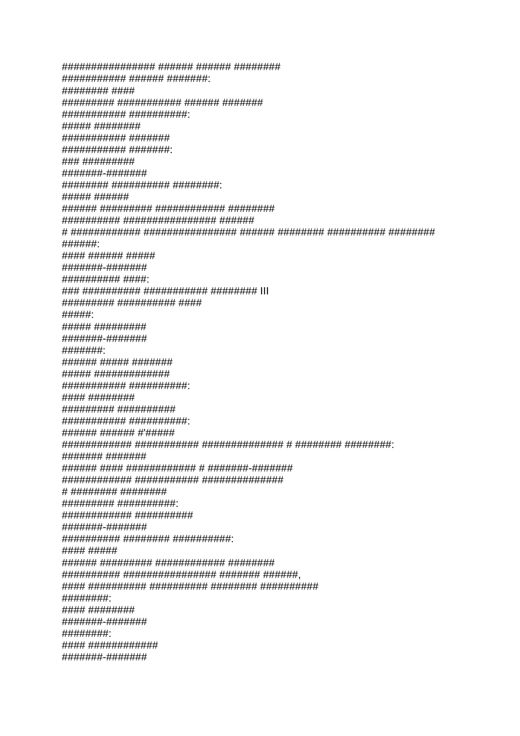################ ###### ###### ########
########### ###### #######:
######### ####
######### ########### ###### #######
########### ##########:
##### ########
########### #######
########### #######:
### #########
#######-#######
######## ########## ########:
##### ######
###### ######### ############ ########
########## ################ ######
# ############ ################ ###### ######## ########## ########
######:
#### ###### #####
#######-#######
########### ####:
### ########## ########### ######## III
######### ########## ####
#####:
##### #########
#######-#######
#######:
###### ##### #######
##### #############
########### ##########:
#### ########
######### ##########
########### ##########:
###### ###### #'#####
############ ########### ############## # ######## ########:
####### #######
###### #### ############ # #######-#######
############ ########### ##############
# ######## ########
######### ##########:
############ ##########
#######-#######
########## ######## ##########:
#### #####
###### ######### ############ ########
########## ################ ####### ######,
#### ########## ########## ######## ##########
########:
#### ########
#######-#######
########:
#### ###########
#######-#######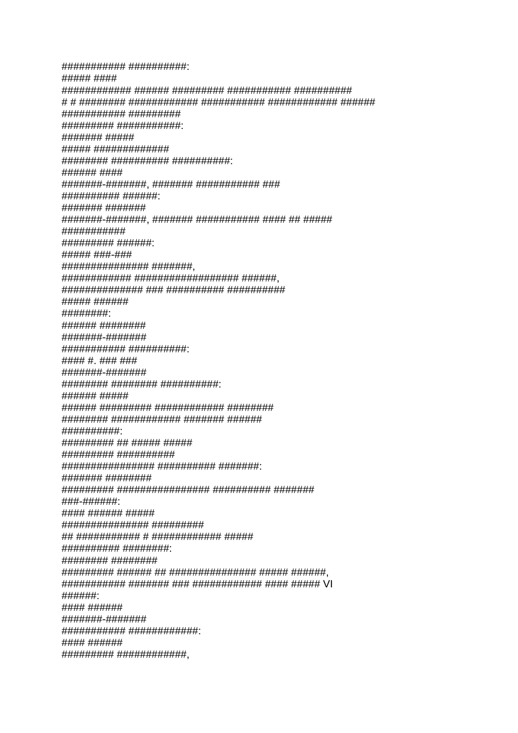########### ##########:
##### ####
############ ###### ######### ########### ##########
# # ######## ############ ########### ############ ######
########### #########
######### ###########:
####### #####
##### #############
######## ########## ##########:
###### ####
#######-#######, ####### ########### ###
########## ######:
####### #######
#######-#######, ####### ########### #### ## #####
###########
######### ######:
##### ###-###
############### #######,
############ ################## ######,
############## ### ########## ##########
##### ######
########:
###### ########
#######-#######
########### ##########:
#### #. ### ###
#######-#######
######## ######## ##########:
###### #####
###### ######### ############ ########
######## ############ ####### ######
##########:
######### ## ##### #####
######### ##########
################ ########## #######:
####### ########
######### ################ ########## #######
###-######:
#### ###### #####
############### #########
## ########### # ############ #####
########## ########:
######## ########
######### ###### ## ############### ##### ######,
########### ####### ### ############ #### ##### VI
######:
#### ######
#######-#######
########### ############:
#### ######
######### ############,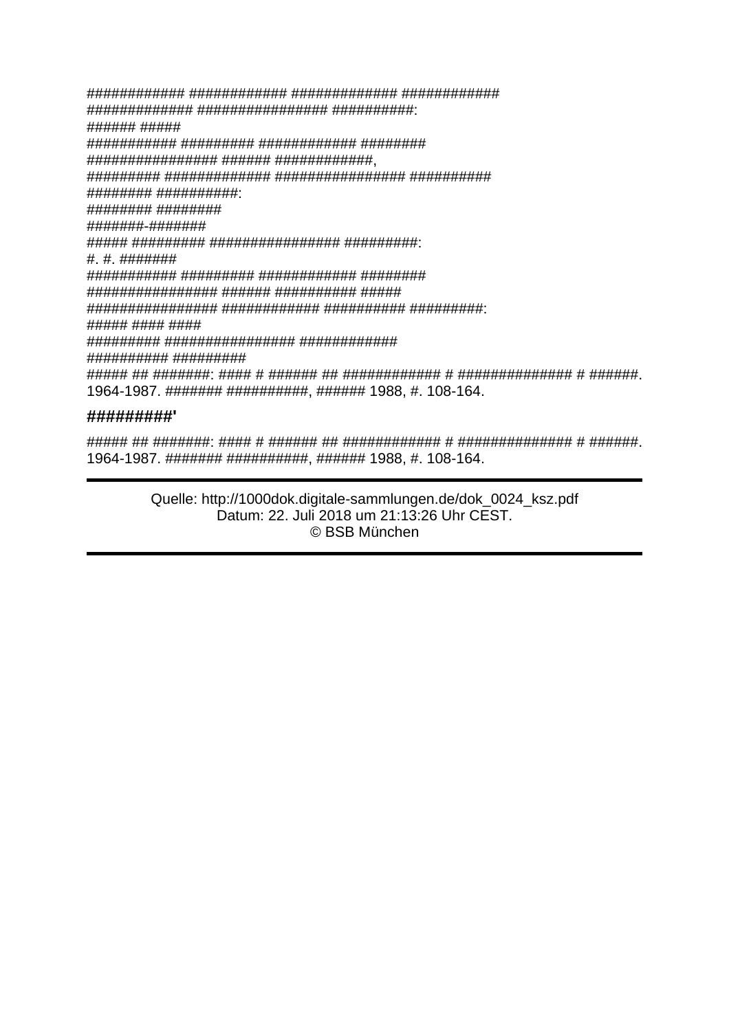############ ############ ############# ############
############# ################ ##########:
###### #####
########### ######### ############ ########
################ ###### ############,
######### ############# ################ ##########
######## ##########:
######## ########
#######-#######
##### ######### ################ #########:
#. #. #######
########### ######### ############ ########
################ ###### ########## #####
################ ############ ########## #########:
##### #### ####
######### ################ ############
########## #########
##### ## #######: #### # ###### ## ############ # ############## # ######. 1964-1987. ####### ##########, ###### 1988, #. 108-164.

**#########'**

##### ## #######: #### # ###### ## ############ # ############## # ######. 1964-1987. ####### ##########, ###### 1988, #. 108-164.

---

Quelle: http://1000dok.digitale-sammlungen.de/dok_0024_ksz.pdf
Datum: 22. Juli 2018 um 21:13:26 Uhr CEST.
© BSB München

---